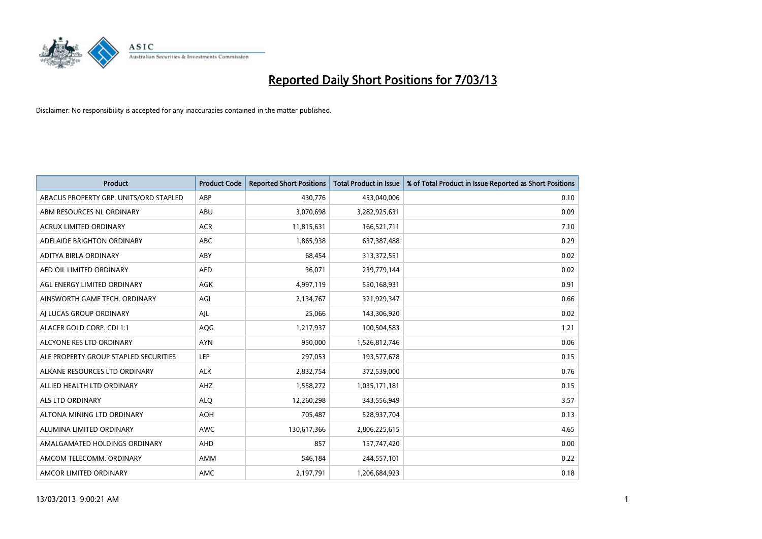# Reported Daily Short Positions for 7/03/13

Disclaimer: No responsibility is accepted for any inaccuracies contained in the matter published.

| Product | Product Code | Reported Short Positions | Total Product in Issue | % of Total Product in Issue Reported as Short Positions |
|---|---|---|---|---|
| ABACUS PROPERTY GRP. UNITS/ORD STAPLED | ABP | 430,776 | 453,040,006 | 0.10 |
| ABM RESOURCES NL ORDINARY | ABU | 3,070,698 | 3,282,925,631 | 0.09 |
| ACRUX LIMITED ORDINARY | ACR | 11,815,631 | 166,521,711 | 7.10 |
| ADELAIDE BRIGHTON ORDINARY | ABC | 1,865,938 | 637,387,488 | 0.29 |
| ADITYA BIRLA ORDINARY | ABY | 68,454 | 313,372,551 | 0.02 |
| AED OIL LIMITED ORDINARY | AED | 36,071 | 239,779,144 | 0.02 |
| AGL ENERGY LIMITED ORDINARY | AGK | 4,997,119 | 550,168,931 | 0.91 |
| AINSWORTH GAME TECH. ORDINARY | AGI | 2,134,767 | 321,929,347 | 0.66 |
| AJ LUCAS GROUP ORDINARY | AJL | 25,066 | 143,306,920 | 0.02 |
| ALACER GOLD CORP. CDI 1:1 | AQG | 1,217,937 | 100,504,583 | 1.21 |
| ALCYONE RES LTD ORDINARY | AYN | 950,000 | 1,526,812,746 | 0.06 |
| ALE PROPERTY GROUP STAPLED SECURITIES | LEP | 297,053 | 193,577,678 | 0.15 |
| ALKANE RESOURCES LTD ORDINARY | ALK | 2,832,754 | 372,539,000 | 0.76 |
| ALLIED HEALTH LTD ORDINARY | AHZ | 1,558,272 | 1,035,171,181 | 0.15 |
| ALS LTD ORDINARY | ALQ | 12,260,298 | 343,556,949 | 3.57 |
| ALTONA MINING LTD ORDINARY | AOH | 705,487 | 528,937,704 | 0.13 |
| ALUMINA LIMITED ORDINARY | AWC | 130,617,366 | 2,806,225,615 | 4.65 |
| AMALGAMATED HOLDINGS ORDINARY | AHD | 857 | 157,747,420 | 0.00 |
| AMCOM TELECOMM. ORDINARY | AMM | 546,184 | 244,557,101 | 0.22 |
| AMCOR LIMITED ORDINARY | AMC | 2,197,791 | 1,206,684,923 | 0.18 |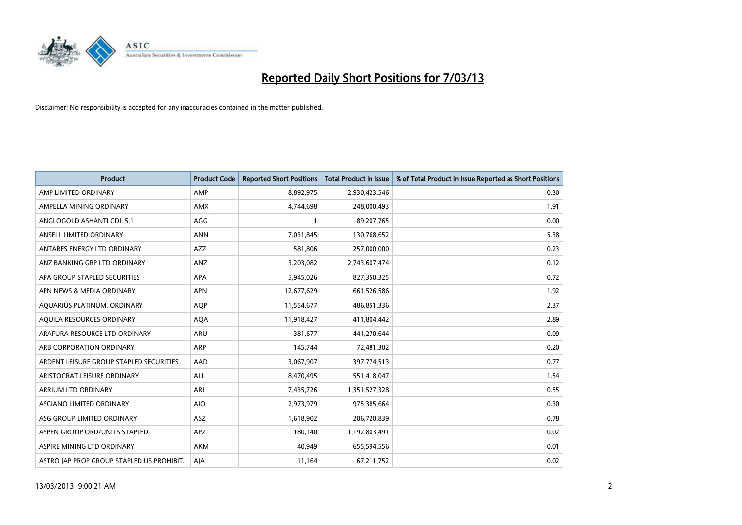# Reported Daily Short Positions for 7/03/13

Disclaimer: No responsibility is accepted for any inaccuracies contained in the matter published.

| Product | Product Code | Reported Short Positions | Total Product in Issue | % of Total Product in Issue Reported as Short Positions |
|---|---|---|---|---|
| AMP LIMITED ORDINARY | AMP | 8,892,975 | 2,930,423,546 | 0.30 |
| AMPELLA MINING ORDINARY | AMX | 4,744,698 | 248,000,493 | 1.91 |
| ANGLOGOLD ASHANTI CDI 5:1 | AGG | 1 | 89,207,765 | 0.00 |
| ANSELL LIMITED ORDINARY | ANN | 7,031,845 | 130,768,652 | 5.38 |
| ANTARES ENERGY LTD ORDINARY | AZZ | 581,806 | 257,000,000 | 0.23 |
| ANZ BANKING GRP LTD ORDINARY | ANZ | 3,203,082 | 2,743,607,474 | 0.12 |
| APA GROUP STAPLED SECURITIES | APA | 5,945,026 | 827,350,325 | 0.72 |
| APN NEWS & MEDIA ORDINARY | APN | 12,677,629 | 661,526,586 | 1.92 |
| AQUARIUS PLATINUM. ORDINARY | AQP | 11,554,677 | 486,851,336 | 2.37 |
| AQUILA RESOURCES ORDINARY | AQA | 11,918,427 | 411,804,442 | 2.89 |
| ARAFURA RESOURCE LTD ORDINARY | ARU | 381,677 | 441,270,644 | 0.09 |
| ARB CORPORATION ORDINARY | ARP | 145,744 | 72,481,302 | 0.20 |
| ARDENT LEISURE GROUP STAPLED SECURITIES | AAD | 3,067,907 | 397,774,513 | 0.77 |
| ARISTOCRAT LEISURE ORDINARY | ALL | 8,470,495 | 551,418,047 | 1.54 |
| ARRIUM LTD ORDINARY | ARI | 7,435,726 | 1,351,527,328 | 0.55 |
| ASCIANO LIMITED ORDINARY | AIO | 2,973,979 | 975,385,664 | 0.30 |
| ASG GROUP LIMITED ORDINARY | ASZ | 1,618,902 | 206,720,839 | 0.78 |
| ASPEN GROUP ORD/UNITS STAPLED | APZ | 180,140 | 1,192,803,491 | 0.02 |
| ASPIRE MINING LTD ORDINARY | AKM | 40,949 | 655,594,556 | 0.01 |
| ASTRO JAP PROP GROUP STAPLED US PROHIBIT. | AJA | 11,164 | 67,211,752 | 0.02 |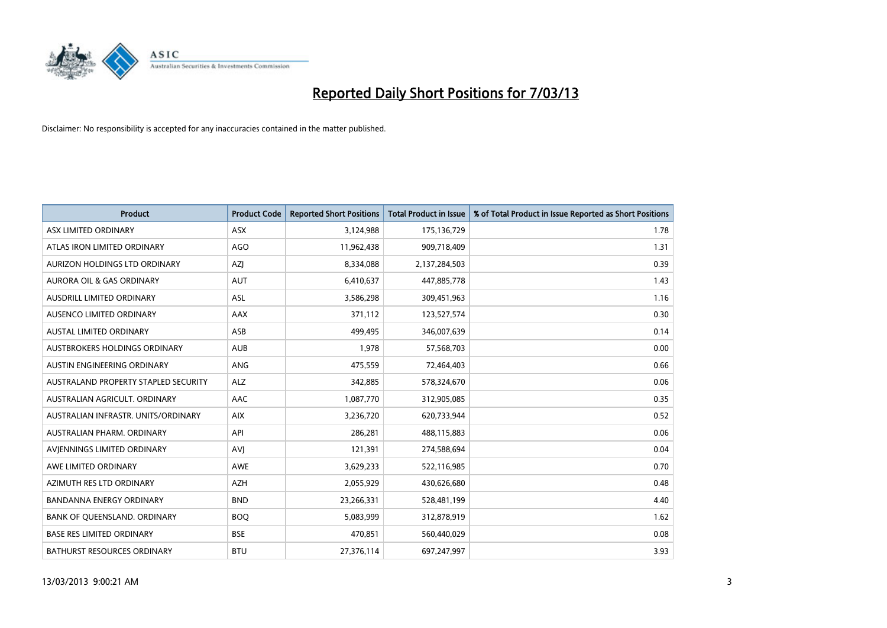# Reported Daily Short Positions for 7/03/13

Disclaimer: No responsibility is accepted for any inaccuracies contained in the matter published.

| Product | Product Code | Reported Short Positions | Total Product in Issue | % of Total Product in Issue Reported as Short Positions |
|---|---|---|---|---|
| ASX LIMITED ORDINARY | ASX | 3,124,988 | 175,136,729 | 1.78 |
| ATLAS IRON LIMITED ORDINARY | AGO | 11,962,438 | 909,718,409 | 1.31 |
| AURIZON HOLDINGS LTD ORDINARY | AZJ | 8,334,088 | 2,137,284,503 | 0.39 |
| AURORA OIL & GAS ORDINARY | AUT | 6,410,637 | 447,885,778 | 1.43 |
| AUSDRILL LIMITED ORDINARY | ASL | 3,586,298 | 309,451,963 | 1.16 |
| AUSENCO LIMITED ORDINARY | AAX | 371,112 | 123,527,574 | 0.30 |
| AUSTAL LIMITED ORDINARY | ASB | 499,495 | 346,007,639 | 0.14 |
| AUSTBROKERS HOLDINGS ORDINARY | AUB | 1,978 | 57,568,703 | 0.00 |
| AUSTIN ENGINEERING ORDINARY | ANG | 475,559 | 72,464,403 | 0.66 |
| AUSTRALAND PROPERTY STAPLED SECURITY | ALZ | 342,885 | 578,324,670 | 0.06 |
| AUSTRALIAN AGRICULT. ORDINARY | AAC | 1,087,770 | 312,905,085 | 0.35 |
| AUSTRALIAN INFRASTR. UNITS/ORDINARY | AIX | 3,236,720 | 620,733,944 | 0.52 |
| AUSTRALIAN PHARM. ORDINARY | API | 286,281 | 488,115,883 | 0.06 |
| AVJENNINGS LIMITED ORDINARY | AVJ | 121,391 | 274,588,694 | 0.04 |
| AWE LIMITED ORDINARY | AWE | 3,629,233 | 522,116,985 | 0.70 |
| AZIMUTH RES LTD ORDINARY | AZH | 2,055,929 | 430,626,680 | 0.48 |
| BANDANNA ENERGY ORDINARY | BND | 23,266,331 | 528,481,199 | 4.40 |
| BANK OF QUEENSLAND. ORDINARY | BOQ | 5,083,999 | 312,878,919 | 1.62 |
| BASE RES LIMITED ORDINARY | BSE | 470,851 | 560,440,029 | 0.08 |
| BATHURST RESOURCES ORDINARY | BTU | 27,376,114 | 697,247,997 | 3.93 |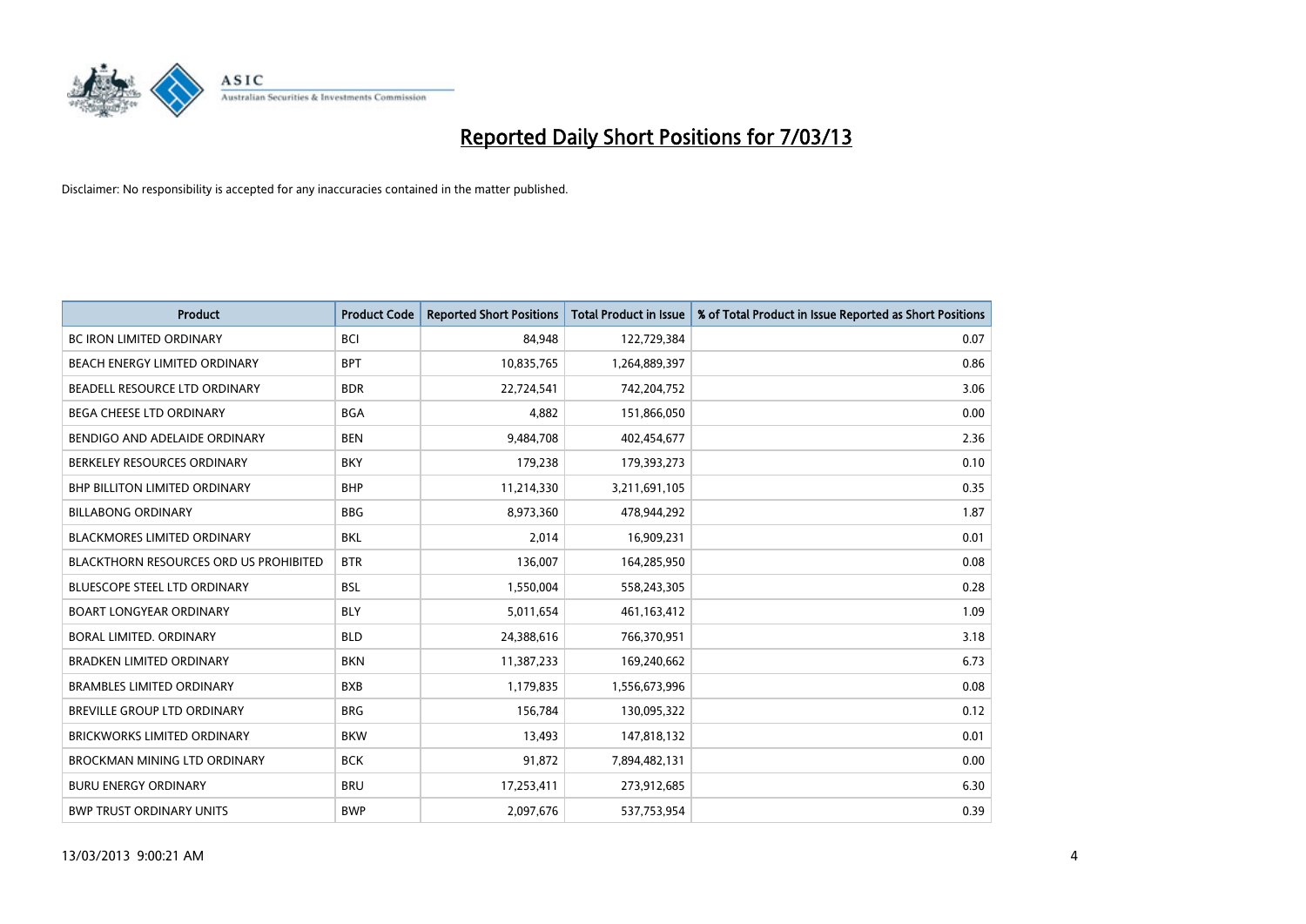# Reported Daily Short Positions for 7/03/13

Disclaimer: No responsibility is accepted for any inaccuracies contained in the matter published.

| Product | Product Code | Reported Short Positions | Total Product in Issue | % of Total Product in Issue Reported as Short Positions |
|---|---|---|---|---|
| BC IRON LIMITED ORDINARY | BCI | 84,948 | 122,729,384 | 0.07 |
| BEACH ENERGY LIMITED ORDINARY | BPT | 10,835,765 | 1,264,889,397 | 0.86 |
| BEADELL RESOURCE LTD ORDINARY | BDR | 22,724,541 | 742,204,752 | 3.06 |
| BEGA CHEESE LTD ORDINARY | BGA | 4,882 | 151,866,050 | 0.00 |
| BENDIGO AND ADELAIDE ORDINARY | BEN | 9,484,708 | 402,454,677 | 2.36 |
| BERKELEY RESOURCES ORDINARY | BKY | 179,238 | 179,393,273 | 0.10 |
| BHP BILLITON LIMITED ORDINARY | BHP | 11,214,330 | 3,211,691,105 | 0.35 |
| BILLABONG ORDINARY | BBG | 8,973,360 | 478,944,292 | 1.87 |
| BLACKMORES LIMITED ORDINARY | BKL | 2,014 | 16,909,231 | 0.01 |
| BLACKTHORN RESOURCES ORD US PROHIBITED | BTR | 136,007 | 164,285,950 | 0.08 |
| BLUESCOPE STEEL LTD ORDINARY | BSL | 1,550,004 | 558,243,305 | 0.28 |
| BOART LONGYEAR ORDINARY | BLY | 5,011,654 | 461,163,412 | 1.09 |
| BORAL LIMITED. ORDINARY | BLD | 24,388,616 | 766,370,951 | 3.18 |
| BRADKEN LIMITED ORDINARY | BKN | 11,387,233 | 169,240,662 | 6.73 |
| BRAMBLES LIMITED ORDINARY | BXB | 1,179,835 | 1,556,673,996 | 0.08 |
| BREVILLE GROUP LTD ORDINARY | BRG | 156,784 | 130,095,322 | 0.12 |
| BRICKWORKS LIMITED ORDINARY | BKW | 13,493 | 147,818,132 | 0.01 |
| BROCKMAN MINING LTD ORDINARY | BCK | 91,872 | 7,894,482,131 | 0.00 |
| BURU ENERGY ORDINARY | BRU | 17,253,411 | 273,912,685 | 6.30 |
| BWP TRUST ORDINARY UNITS | BWP | 2,097,676 | 537,753,954 | 0.39 |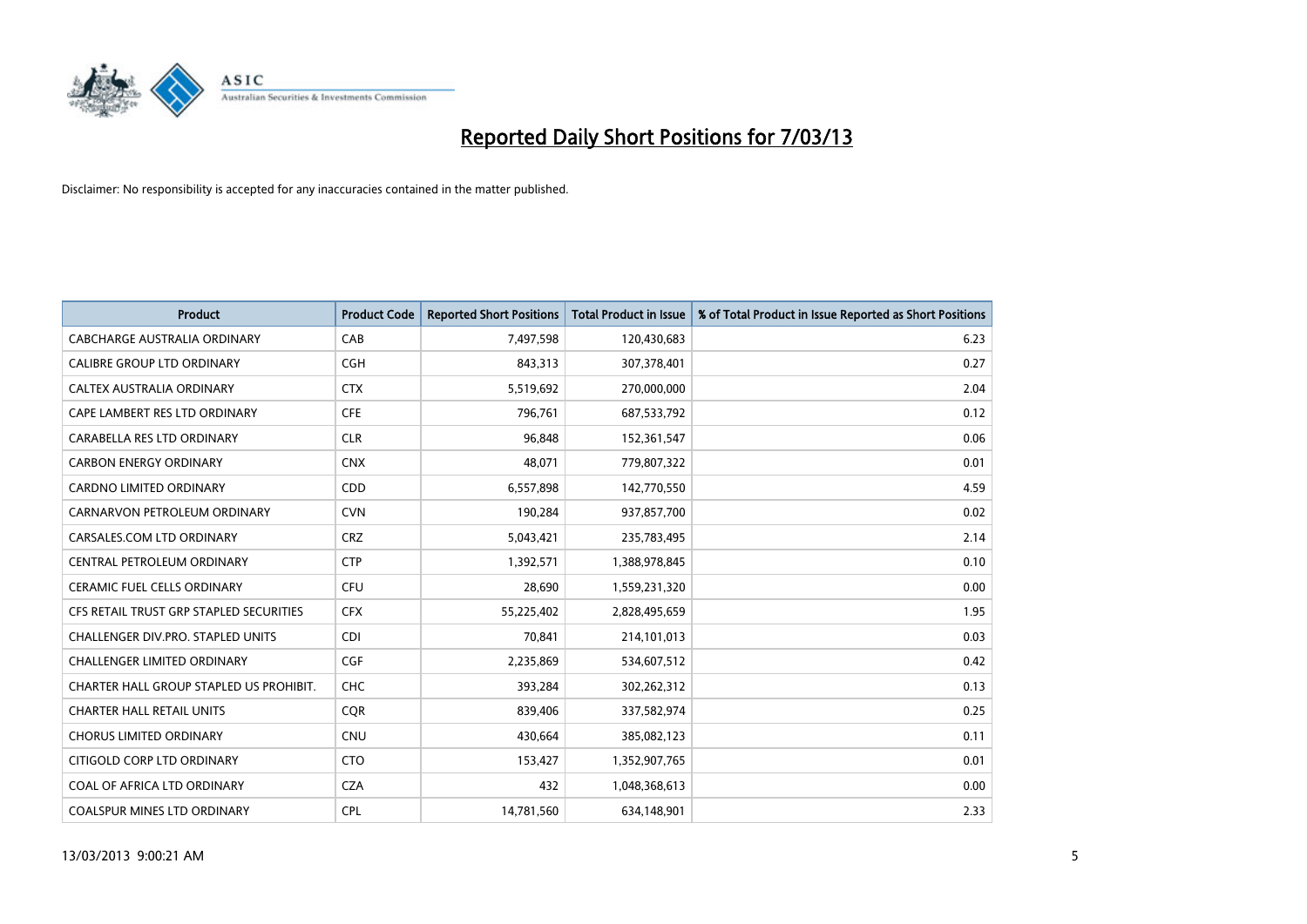# Reported Daily Short Positions for 7/03/13

Disclaimer: No responsibility is accepted for any inaccuracies contained in the matter published.

| Product | Product Code | Reported Short Positions | Total Product in Issue | % of Total Product in Issue Reported as Short Positions |
|---|---|---|---|---|
| CABCHARGE AUSTRALIA ORDINARY | CAB | 7,497,598 | 120,430,683 | 6.23 |
| CALIBRE GROUP LTD ORDINARY | CGH | 843,313 | 307,378,401 | 0.27 |
| CALTEX AUSTRALIA ORDINARY | CTX | 5,519,692 | 270,000,000 | 2.04 |
| CAPE LAMBERT RES LTD ORDINARY | CFE | 796,761 | 687,533,792 | 0.12 |
| CARABELLA RES LTD ORDINARY | CLR | 96,848 | 152,361,547 | 0.06 |
| CARBON ENERGY ORDINARY | CNX | 48,071 | 779,807,322 | 0.01 |
| CARDNO LIMITED ORDINARY | CDD | 6,557,898 | 142,770,550 | 4.59 |
| CARNARVON PETROLEUM ORDINARY | CVN | 190,284 | 937,857,700 | 0.02 |
| CARSALES.COM LTD ORDINARY | CRZ | 5,043,421 | 235,783,495 | 2.14 |
| CENTRAL PETROLEUM ORDINARY | CTP | 1,392,571 | 1,388,978,845 | 0.10 |
| CERAMIC FUEL CELLS ORDINARY | CFU | 28,690 | 1,559,231,320 | 0.00 |
| CFS RETAIL TRUST GRP STAPLED SECURITIES | CFX | 55,225,402 | 2,828,495,659 | 1.95 |
| CHALLENGER DIV.PRO. STAPLED UNITS | CDI | 70,841 | 214,101,013 | 0.03 |
| CHALLENGER LIMITED ORDINARY | CGF | 2,235,869 | 534,607,512 | 0.42 |
| CHARTER HALL GROUP STAPLED US PROHIBIT. | CHC | 393,284 | 302,262,312 | 0.13 |
| CHARTER HALL RETAIL UNITS | CQR | 839,406 | 337,582,974 | 0.25 |
| CHORUS LIMITED ORDINARY | CNU | 430,664 | 385,082,123 | 0.11 |
| CITIGOLD CORP LTD ORDINARY | CTO | 153,427 | 1,352,907,765 | 0.01 |
| COAL OF AFRICA LTD ORDINARY | CZA | 432 | 1,048,368,613 | 0.00 |
| COALSPUR MINES LTD ORDINARY | CPL | 14,781,560 | 634,148,901 | 2.33 |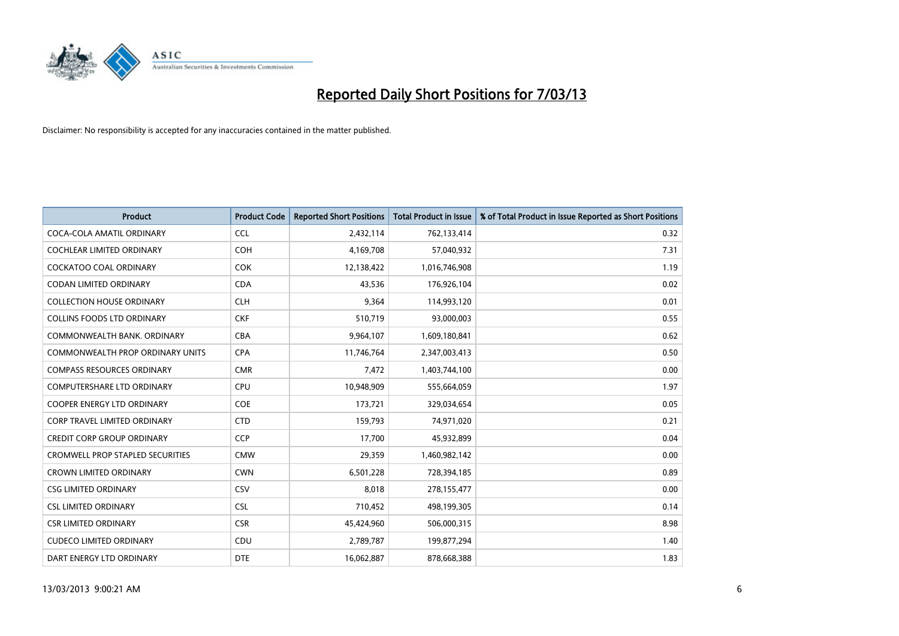# Reported Daily Short Positions for 7/03/13

Disclaimer: No responsibility is accepted for any inaccuracies contained in the matter published.

| Product | Product Code | Reported Short Positions | Total Product in Issue | % of Total Product in Issue Reported as Short Positions |
|---|---|---|---|---|
| COCA-COLA AMATIL ORDINARY | CCL | 2,432,114 | 762,133,414 | 0.32 |
| COCHLEAR LIMITED ORDINARY | COH | 4,169,708 | 57,040,932 | 7.31 |
| COCKATOO COAL ORDINARY | COK | 12,138,422 | 1,016,746,908 | 1.19 |
| CODAN LIMITED ORDINARY | CDA | 43,536 | 176,926,104 | 0.02 |
| COLLECTION HOUSE ORDINARY | CLH | 9,364 | 114,993,120 | 0.01 |
| COLLINS FOODS LTD ORDINARY | CKF | 510,719 | 93,000,003 | 0.55 |
| COMMONWEALTH BANK. ORDINARY | CBA | 9,964,107 | 1,609,180,841 | 0.62 |
| COMMONWEALTH PROP ORDINARY UNITS | CPA | 11,746,764 | 2,347,003,413 | 0.50 |
| COMPASS RESOURCES ORDINARY | CMR | 7,472 | 1,403,744,100 | 0.00 |
| COMPUTERSHARE LTD ORDINARY | CPU | 10,948,909 | 555,664,059 | 1.97 |
| COOPER ENERGY LTD ORDINARY | COE | 173,721 | 329,034,654 | 0.05 |
| CORP TRAVEL LIMITED ORDINARY | CTD | 159,793 | 74,971,020 | 0.21 |
| CREDIT CORP GROUP ORDINARY | CCP | 17,700 | 45,932,899 | 0.04 |
| CROMWELL PROP STAPLED SECURITIES | CMW | 29,359 | 1,460,982,142 | 0.00 |
| CROWN LIMITED ORDINARY | CWN | 6,501,228 | 728,394,185 | 0.89 |
| CSG LIMITED ORDINARY | CSV | 8,018 | 278,155,477 | 0.00 |
| CSL LIMITED ORDINARY | CSL | 710,452 | 498,199,305 | 0.14 |
| CSR LIMITED ORDINARY | CSR | 45,424,960 | 506,000,315 | 8.98 |
| CUDECO LIMITED ORDINARY | CDU | 2,789,787 | 199,877,294 | 1.40 |
| DART ENERGY LTD ORDINARY | DTE | 16,062,887 | 878,668,388 | 1.83 |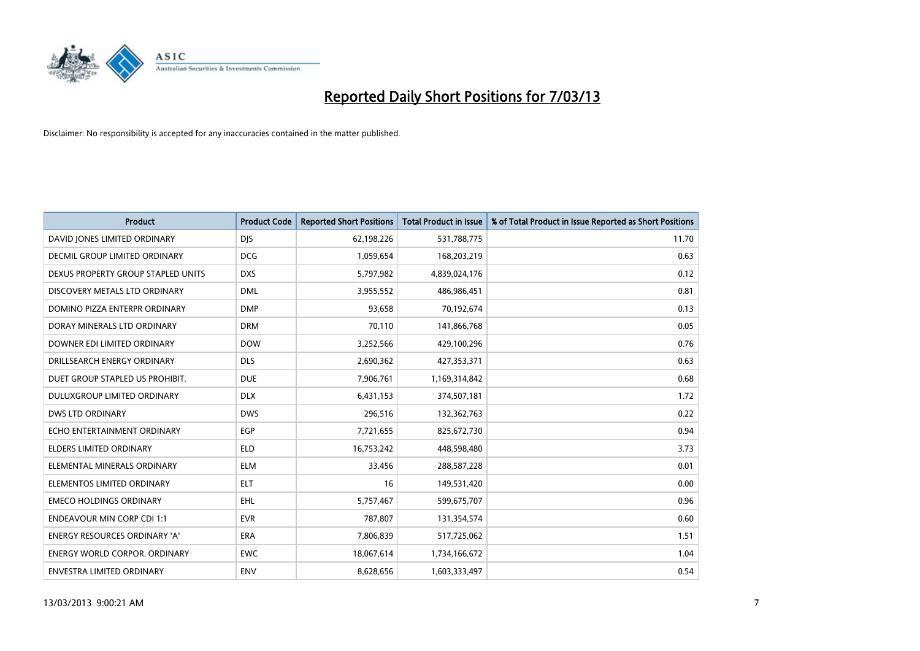# Reported Daily Short Positions for 7/03/13

Disclaimer: No responsibility is accepted for any inaccuracies contained in the matter published.

| Product | Product Code | Reported Short Positions | Total Product in Issue | % of Total Product in Issue Reported as Short Positions |
|---|---|---|---|---|
| DAVID JONES LIMITED ORDINARY | DJS | 62,198,226 | 531,788,775 | 11.70 |
| DECMIL GROUP LIMITED ORDINARY | DCG | 1,059,654 | 168,203,219 | 0.63 |
| DEXUS PROPERTY GROUP STAPLED UNITS | DXS | 5,797,982 | 4,839,024,176 | 0.12 |
| DISCOVERY METALS LTD ORDINARY | DML | 3,955,552 | 486,986,451 | 0.81 |
| DOMINO PIZZA ENTERPR ORDINARY | DMP | 93,658 | 70,192,674 | 0.13 |
| DORAY MINERALS LTD ORDINARY | DRM | 70,110 | 141,866,768 | 0.05 |
| DOWNER EDI LIMITED ORDINARY | DOW | 3,252,566 | 429,100,296 | 0.76 |
| DRILLSEARCH ENERGY ORDINARY | DLS | 2,690,362 | 427,353,371 | 0.63 |
| DUET GROUP STAPLED US PROHIBIT. | DUE | 7,906,761 | 1,169,314,842 | 0.68 |
| DULUXGROUP LIMITED ORDINARY | DLX | 6,431,153 | 374,507,181 | 1.72 |
| DWS LTD ORDINARY | DWS | 296,516 | 132,362,763 | 0.22 |
| ECHO ENTERTAINMENT ORDINARY | EGP | 7,721,655 | 825,672,730 | 0.94 |
| ELDERS LIMITED ORDINARY | ELD | 16,753,242 | 448,598,480 | 3.73 |
| ELEMENTAL MINERALS ORDINARY | ELM | 33,456 | 288,587,228 | 0.01 |
| ELEMENTOS LIMITED ORDINARY | ELT | 16 | 149,531,420 | 0.00 |
| EMECO HOLDINGS ORDINARY | EHL | 5,757,467 | 599,675,707 | 0.96 |
| ENDEAVOUR MIN CORP CDI 1:1 | EVR | 787,807 | 131,354,574 | 0.60 |
| ENERGY RESOURCES ORDINARY 'A' | ERA | 7,806,839 | 517,725,062 | 1.51 |
| ENERGY WORLD CORPOR. ORDINARY | EWC | 18,067,614 | 1,734,166,672 | 1.04 |
| ENVESTRA LIMITED ORDINARY | ENV | 8,628,656 | 1,603,333,497 | 0.54 |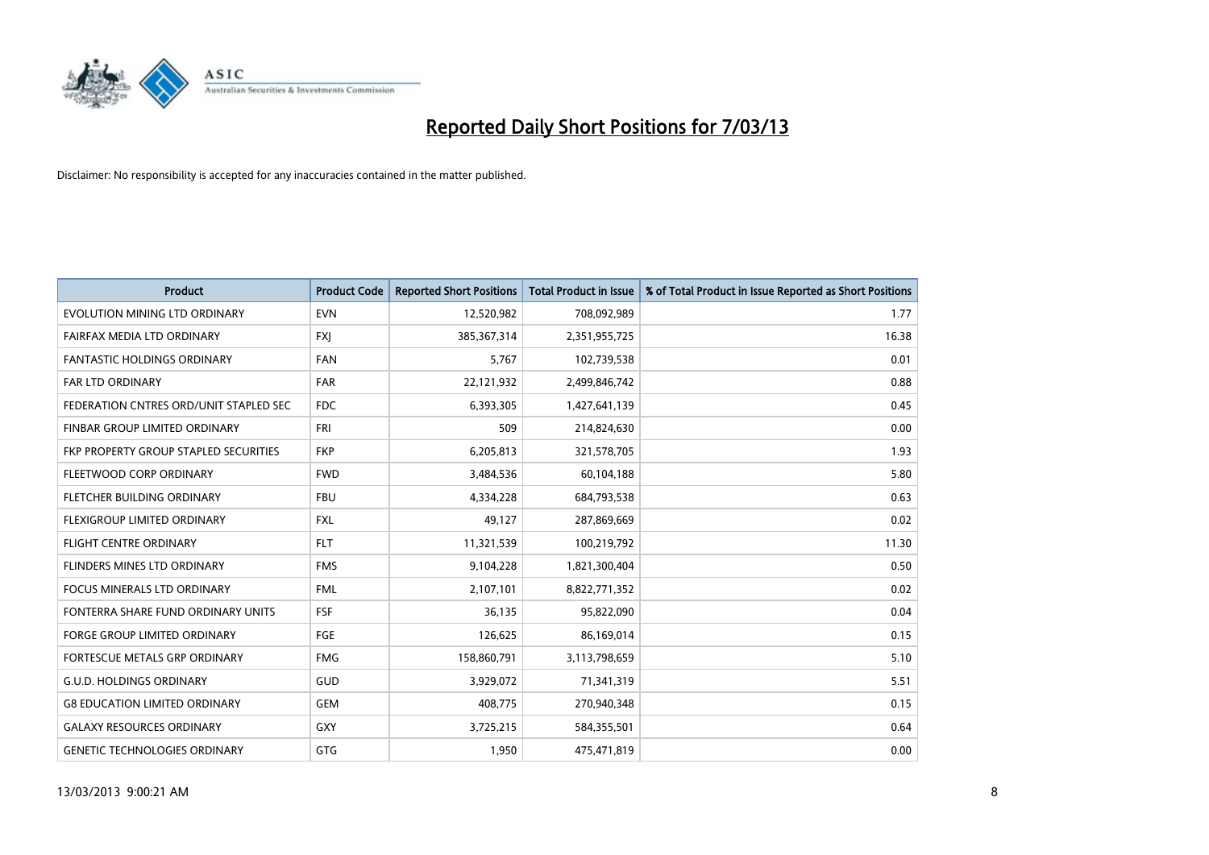# Reported Daily Short Positions for 7/03/13

Disclaimer: No responsibility is accepted for any inaccuracies contained in the matter published.

| Product | Product Code | Reported Short Positions | Total Product in Issue | % of Total Product in Issue Reported as Short Positions |
|---|---|---|---|---|
| EVOLUTION MINING LTD ORDINARY | EVN | 12,520,982 | 708,092,989 | 1.77 |
| FAIRFAX MEDIA LTD ORDINARY | FXJ | 385,367,314 | 2,351,955,725 | 16.38 |
| FANTASTIC HOLDINGS ORDINARY | FAN | 5,767 | 102,739,538 | 0.01 |
| FAR LTD ORDINARY | FAR | 22,121,932 | 2,499,846,742 | 0.88 |
| FEDERATION CNTRES ORD/UNIT STAPLED SEC | FDC | 6,393,305 | 1,427,641,139 | 0.45 |
| FINBAR GROUP LIMITED ORDINARY | FRI | 509 | 214,824,630 | 0.00 |
| FKP PROPERTY GROUP STAPLED SECURITIES | FKP | 6,205,813 | 321,578,705 | 1.93 |
| FLEETWOOD CORP ORDINARY | FWD | 3,484,536 | 60,104,188 | 5.80 |
| FLETCHER BUILDING ORDINARY | FBU | 4,334,228 | 684,793,538 | 0.63 |
| FLEXIGROUP LIMITED ORDINARY | FXL | 49,127 | 287,869,669 | 0.02 |
| FLIGHT CENTRE ORDINARY | FLT | 11,321,539 | 100,219,792 | 11.30 |
| FLINDERS MINES LTD ORDINARY | FMS | 9,104,228 | 1,821,300,404 | 0.50 |
| FOCUS MINERALS LTD ORDINARY | FML | 2,107,101 | 8,822,771,352 | 0.02 |
| FONTERRA SHARE FUND ORDINARY UNITS | FSF | 36,135 | 95,822,090 | 0.04 |
| FORGE GROUP LIMITED ORDINARY | FGE | 126,625 | 86,169,014 | 0.15 |
| FORTESCUE METALS GRP ORDINARY | FMG | 158,860,791 | 3,113,798,659 | 5.10 |
| G.U.D. HOLDINGS ORDINARY | GUD | 3,929,072 | 71,341,319 | 5.51 |
| G8 EDUCATION LIMITED ORDINARY | GEM | 408,775 | 270,940,348 | 0.15 |
| GALAXY RESOURCES ORDINARY | GXY | 3,725,215 | 584,355,501 | 0.64 |
| GENETIC TECHNOLOGIES ORDINARY | GTG | 1,950 | 475,471,819 | 0.00 |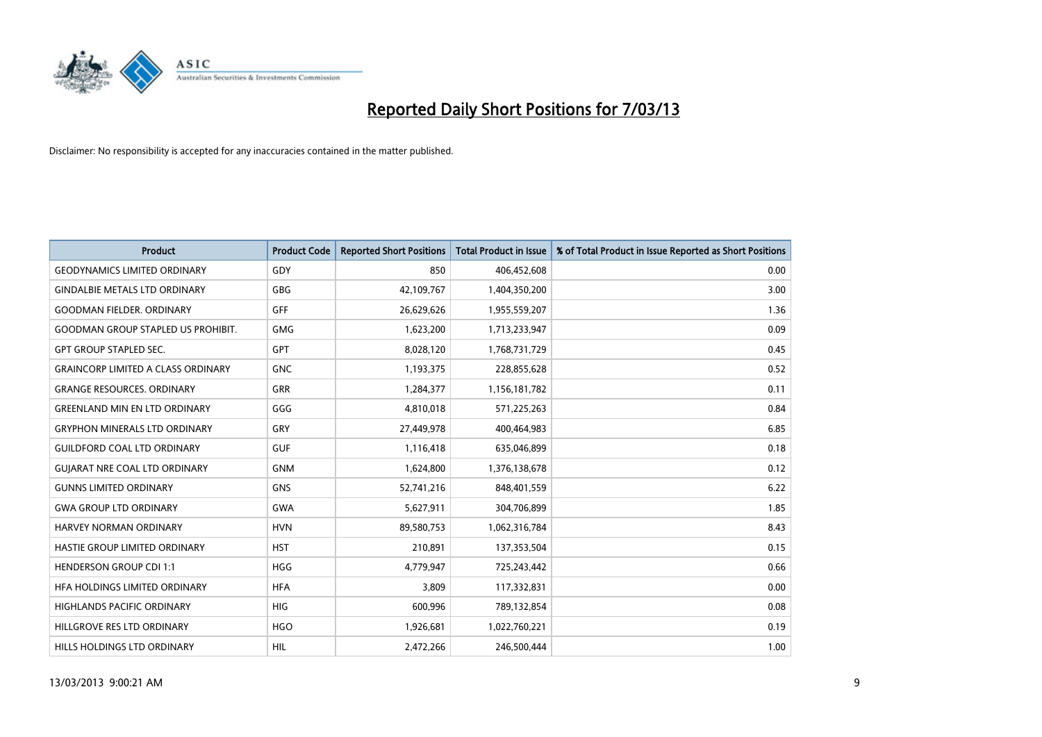# Reported Daily Short Positions for 7/03/13

Disclaimer: No responsibility is accepted for any inaccuracies contained in the matter published.

| Product | Product Code | Reported Short Positions | Total Product in Issue | % of Total Product in Issue Reported as Short Positions |
|---|---|---|---|---|
| GEODYNAMICS LIMITED ORDINARY | GDY | 850 | 406,452,608 | 0.00 |
| GINDALBIE METALS LTD ORDINARY | GBG | 42,109,767 | 1,404,350,200 | 3.00 |
| GOODMAN FIELDER. ORDINARY | GFF | 26,629,626 | 1,955,559,207 | 1.36 |
| GOODMAN GROUP STAPLED US PROHIBIT. | GMG | 1,623,200 | 1,713,233,947 | 0.09 |
| GPT GROUP STAPLED SEC. | GPT | 8,028,120 | 1,768,731,729 | 0.45 |
| GRAINCORP LIMITED A CLASS ORDINARY | GNC | 1,193,375 | 228,855,628 | 0.52 |
| GRANGE RESOURCES. ORDINARY | GRR | 1,284,377 | 1,156,181,782 | 0.11 |
| GREENLAND MIN EN LTD ORDINARY | GGG | 4,810,018 | 571,225,263 | 0.84 |
| GRYPHON MINERALS LTD ORDINARY | GRY | 27,449,978 | 400,464,983 | 6.85 |
| GUILDFORD COAL LTD ORDINARY | GUF | 1,116,418 | 635,046,899 | 0.18 |
| GUJARAT NRE COAL LTD ORDINARY | GNM | 1,624,800 | 1,376,138,678 | 0.12 |
| GUNNS LIMITED ORDINARY | GNS | 52,741,216 | 848,401,559 | 6.22 |
| GWA GROUP LTD ORDINARY | GWA | 5,627,911 | 304,706,899 | 1.85 |
| HARVEY NORMAN ORDINARY | HVN | 89,580,753 | 1,062,316,784 | 8.43 |
| HASTIE GROUP LIMITED ORDINARY | HST | 210,891 | 137,353,504 | 0.15 |
| HENDERSON GROUP CDI 1:1 | HGG | 4,779,947 | 725,243,442 | 0.66 |
| HFA HOLDINGS LIMITED ORDINARY | HFA | 3,809 | 117,332,831 | 0.00 |
| HIGHLANDS PACIFIC ORDINARY | HIG | 600,996 | 789,132,854 | 0.08 |
| HILLGROVE RES LTD ORDINARY | HGO | 1,926,681 | 1,022,760,221 | 0.19 |
| HILLS HOLDINGS LTD ORDINARY | HIL | 2,472,266 | 246,500,444 | 1.00 |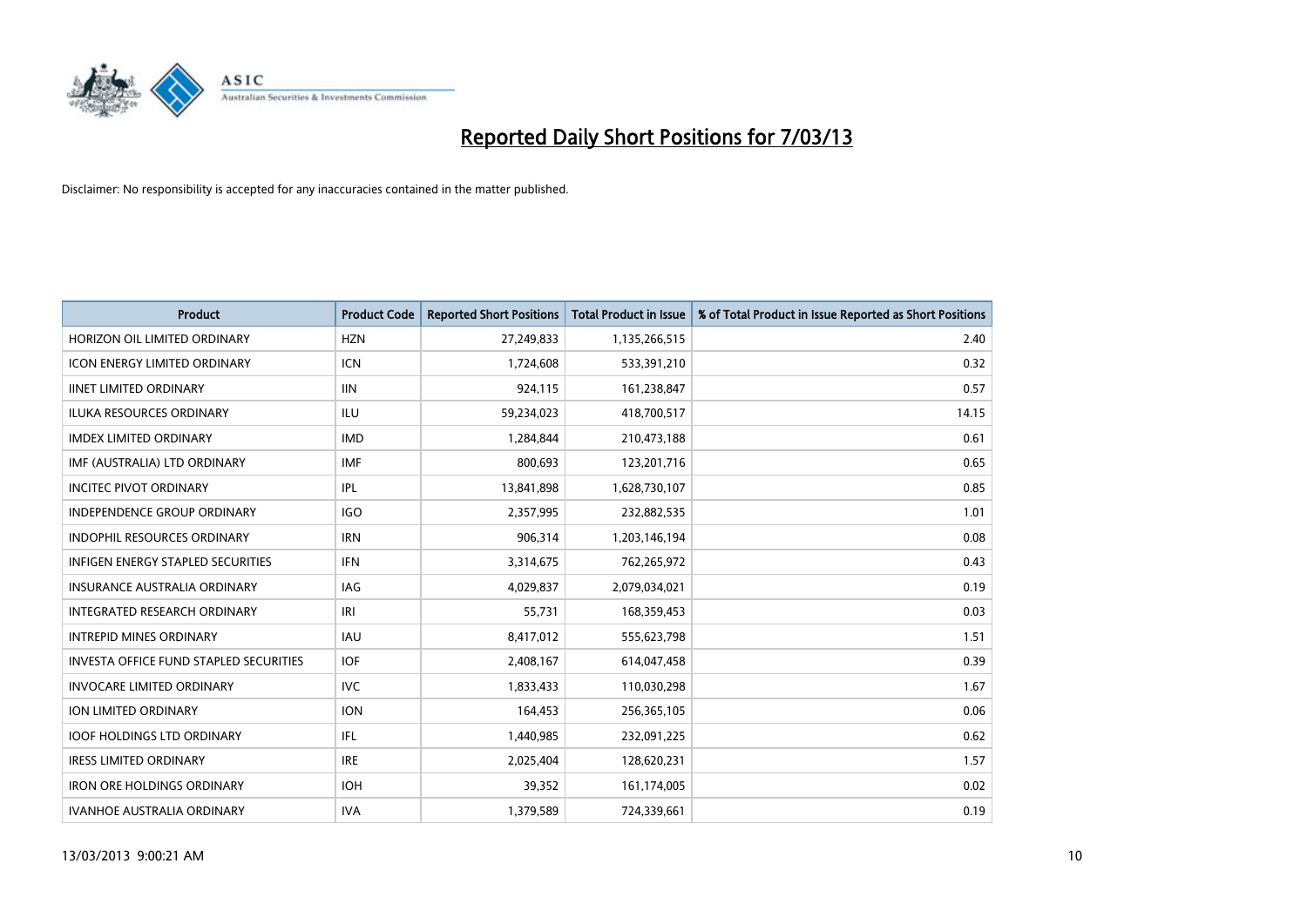# Reported Daily Short Positions for 7/03/13

Disclaimer: No responsibility is accepted for any inaccuracies contained in the matter published.

| Product | Product Code | Reported Short Positions | Total Product in Issue | % of Total Product in Issue Reported as Short Positions |
|---|---|---|---|---|
| HORIZON OIL LIMITED ORDINARY | HZN | 27,249,833 | 1,135,266,515 | 2.40 |
| ICON ENERGY LIMITED ORDINARY | ICN | 1,724,608 | 533,391,210 | 0.32 |
| IINET LIMITED ORDINARY | IIN | 924,115 | 161,238,847 | 0.57 |
| ILUKA RESOURCES ORDINARY | ILU | 59,234,023 | 418,700,517 | 14.15 |
| IMDEX LIMITED ORDINARY | IMD | 1,284,844 | 210,473,188 | 0.61 |
| IMF (AUSTRALIA) LTD ORDINARY | IMF | 800,693 | 123,201,716 | 0.65 |
| INCITEC PIVOT ORDINARY | IPL | 13,841,898 | 1,628,730,107 | 0.85 |
| INDEPENDENCE GROUP ORDINARY | IGO | 2,357,995 | 232,882,535 | 1.01 |
| INDOPHIL RESOURCES ORDINARY | IRN | 906,314 | 1,203,146,194 | 0.08 |
| INFIGEN ENERGY STAPLED SECURITIES | IFN | 3,314,675 | 762,265,972 | 0.43 |
| INSURANCE AUSTRALIA ORDINARY | IAG | 4,029,837 | 2,079,034,021 | 0.19 |
| INTEGRATED RESEARCH ORDINARY | IRI | 55,731 | 168,359,453 | 0.03 |
| INTREPID MINES ORDINARY | IAU | 8,417,012 | 555,623,798 | 1.51 |
| INVESTA OFFICE FUND STAPLED SECURITIES | IOF | 2,408,167 | 614,047,458 | 0.39 |
| INVOCARE LIMITED ORDINARY | IVC | 1,833,433 | 110,030,298 | 1.67 |
| ION LIMITED ORDINARY | ION | 164,453 | 256,365,105 | 0.06 |
| IOOF HOLDINGS LTD ORDINARY | IFL | 1,440,985 | 232,091,225 | 0.62 |
| IRESS LIMITED ORDINARY | IRE | 2,025,404 | 128,620,231 | 1.57 |
| IRON ORE HOLDINGS ORDINARY | IOH | 39,352 | 161,174,005 | 0.02 |
| IVANHOE AUSTRALIA ORDINARY | IVA | 1,379,589 | 724,339,661 | 0.19 |

13/03/2013 9:00:21 AM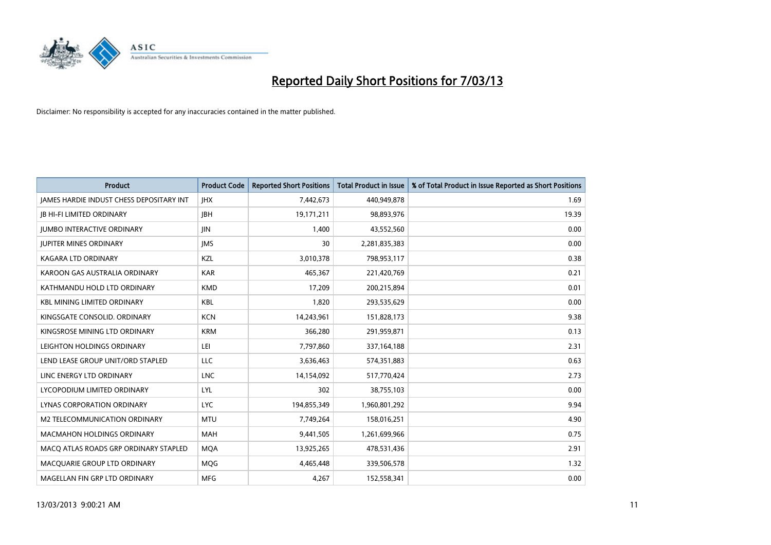# Reported Daily Short Positions for 7/03/13

Disclaimer: No responsibility is accepted for any inaccuracies contained in the matter published.

| Product | Product Code | Reported Short Positions | Total Product in Issue | % of Total Product in Issue Reported as Short Positions |
|---|---|---|---|---|
| JAMES HARDIE INDUST CHESS DEPOSITARY INT | JHX | 7,442,673 | 440,949,878 | 1.69 |
| JB HI-FI LIMITED ORDINARY | JBH | 19,171,211 | 98,893,976 | 19.39 |
| JUMBO INTERACTIVE ORDINARY | JIN | 1,400 | 43,552,560 | 0.00 |
| JUPITER MINES ORDINARY | JMS | 30 | 2,281,835,383 | 0.00 |
| KAGARA LTD ORDINARY | KZL | 3,010,378 | 798,953,117 | 0.38 |
| KAROON GAS AUSTRALIA ORDINARY | KAR | 465,367 | 221,420,769 | 0.21 |
| KATHMANDU HOLD LTD ORDINARY | KMD | 17,209 | 200,215,894 | 0.01 |
| KBL MINING LIMITED ORDINARY | KBL | 1,820 | 293,535,629 | 0.00 |
| KINGSGATE CONSOLID. ORDINARY | KCN | 14,243,961 | 151,828,173 | 9.38 |
| KINGSROSE MINING LTD ORDINARY | KRM | 366,280 | 291,959,871 | 0.13 |
| LEIGHTON HOLDINGS ORDINARY | LEI | 7,797,860 | 337,164,188 | 2.31 |
| LEND LEASE GROUP UNIT/ORD STAPLED | LLC | 3,636,463 | 574,351,883 | 0.63 |
| LINC ENERGY LTD ORDINARY | LNC | 14,154,092 | 517,770,424 | 2.73 |
| LYCOPODIUM LIMITED ORDINARY | LYL | 302 | 38,755,103 | 0.00 |
| LYNAS CORPORATION ORDINARY | LYC | 194,855,349 | 1,960,801,292 | 9.94 |
| M2 TELECOMMUNICATION ORDINARY | MTU | 7,749,264 | 158,016,251 | 4.90 |
| MACMAHON HOLDINGS ORDINARY | MAH | 9,441,505 | 1,261,699,966 | 0.75 |
| MACQ ATLAS ROADS GRP ORDINARY STAPLED | MQA | 13,925,265 | 478,531,436 | 2.91 |
| MACQUARIE GROUP LTD ORDINARY | MQG | 4,465,448 | 339,506,578 | 1.32 |
| MAGELLAN FIN GRP LTD ORDINARY | MFG | 4,267 | 152,558,341 | 0.00 |

13/03/2013 9:00:21 AM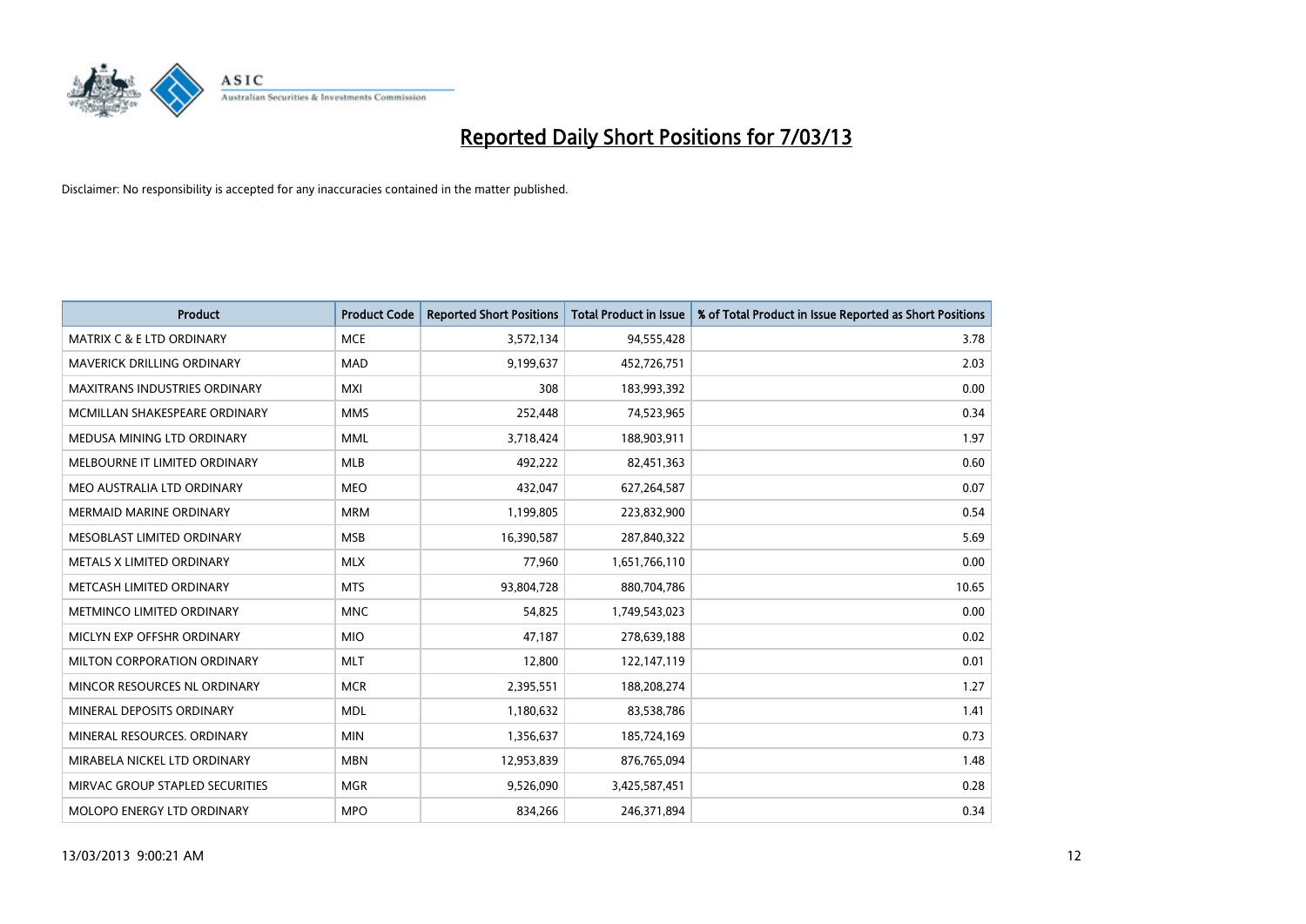# Reported Daily Short Positions for 7/03/13

Disclaimer: No responsibility is accepted for any inaccuracies contained in the matter published.

| Product | Product Code | Reported Short Positions | Total Product in Issue | % of Total Product in Issue Reported as Short Positions |
|---|---|---|---|---|
| MATRIX C & E LTD ORDINARY | MCE | 3,572,134 | 94,555,428 | 3.78 |
| MAVERICK DRILLING ORDINARY | MAD | 9,199,637 | 452,726,751 | 2.03 |
| MAXITRANS INDUSTRIES ORDINARY | MXI | 308 | 183,993,392 | 0.00 |
| MCMILLAN SHAKESPEARE ORDINARY | MMS | 252,448 | 74,523,965 | 0.34 |
| MEDUSA MINING LTD ORDINARY | MML | 3,718,424 | 188,903,911 | 1.97 |
| MELBOURNE IT LIMITED ORDINARY | MLB | 492,222 | 82,451,363 | 0.60 |
| MEO AUSTRALIA LTD ORDINARY | MEO | 432,047 | 627,264,587 | 0.07 |
| MERMAID MARINE ORDINARY | MRM | 1,199,805 | 223,832,900 | 0.54 |
| MESOBLAST LIMITED ORDINARY | MSB | 16,390,587 | 287,840,322 | 5.69 |
| METALS X LIMITED ORDINARY | MLX | 77,960 | 1,651,766,110 | 0.00 |
| METCASH LIMITED ORDINARY | MTS | 93,804,728 | 880,704,786 | 10.65 |
| METMINCO LIMITED ORDINARY | MNC | 54,825 | 1,749,543,023 | 0.00 |
| MICLYN EXP OFFSHR ORDINARY | MIO | 47,187 | 278,639,188 | 0.02 |
| MILTON CORPORATION ORDINARY | MLT | 12,800 | 122,147,119 | 0.01 |
| MINCOR RESOURCES NL ORDINARY | MCR | 2,395,551 | 188,208,274 | 1.27 |
| MINERAL DEPOSITS ORDINARY | MDL | 1,180,632 | 83,538,786 | 1.41 |
| MINERAL RESOURCES. ORDINARY | MIN | 1,356,637 | 185,724,169 | 0.73 |
| MIRABELA NICKEL LTD ORDINARY | MBN | 12,953,839 | 876,765,094 | 1.48 |
| MIRVAC GROUP STAPLED SECURITIES | MGR | 9,526,090 | 3,425,587,451 | 0.28 |
| MOLOPO ENERGY LTD ORDINARY | MPO | 834,266 | 246,371,894 | 0.34 |

13/03/2013 9:00:21 AM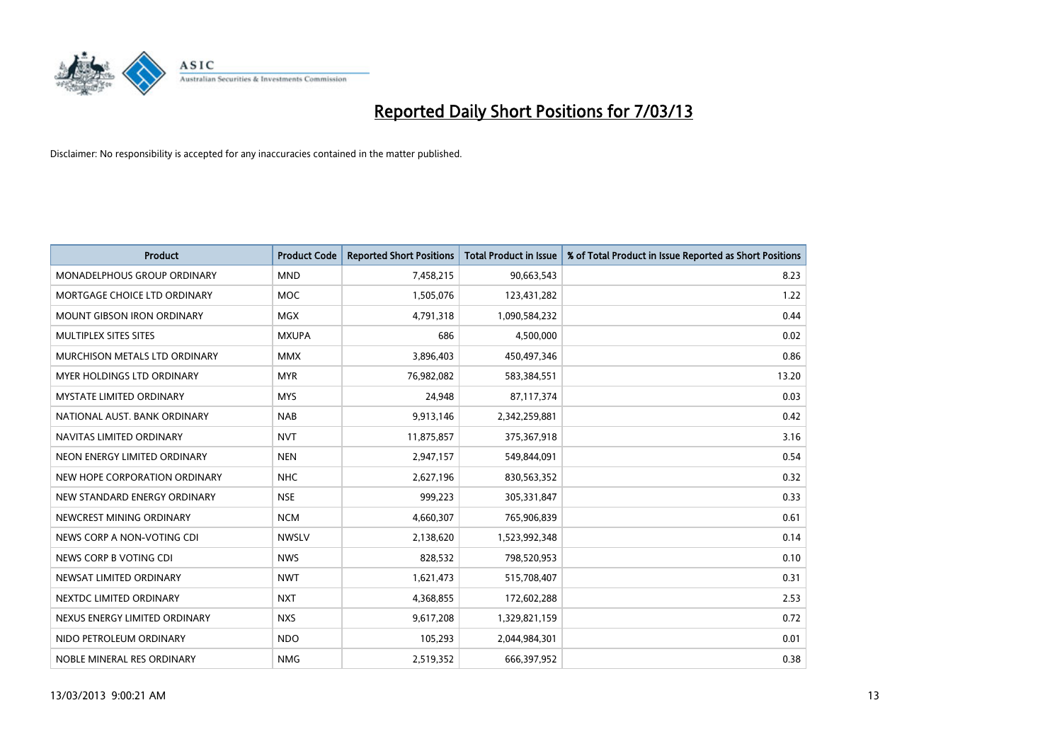# Reported Daily Short Positions for 7/03/13

Disclaimer: No responsibility is accepted for any inaccuracies contained in the matter published.

| Product | Product Code | Reported Short Positions | Total Product in Issue | % of Total Product in Issue Reported as Short Positions |
|---|---|---|---|---|
| MONADELPHOUS GROUP ORDINARY | MND | 7,458,215 | 90,663,543 | 8.23 |
| MORTGAGE CHOICE LTD ORDINARY | MOC | 1,505,076 | 123,431,282 | 1.22 |
| MOUNT GIBSON IRON ORDINARY | MGX | 4,791,318 | 1,090,584,232 | 0.44 |
| MULTIPLEX SITES SITES | MXUPA | 686 | 4,500,000 | 0.02 |
| MURCHISON METALS LTD ORDINARY | MMX | 3,896,403 | 450,497,346 | 0.86 |
| MYER HOLDINGS LTD ORDINARY | MYR | 76,982,082 | 583,384,551 | 13.20 |
| MYSTATE LIMITED ORDINARY | MYS | 24,948 | 87,117,374 | 0.03 |
| NATIONAL AUST. BANK ORDINARY | NAB | 9,913,146 | 2,342,259,881 | 0.42 |
| NAVITAS LIMITED ORDINARY | NVT | 11,875,857 | 375,367,918 | 3.16 |
| NEON ENERGY LIMITED ORDINARY | NEN | 2,947,157 | 549,844,091 | 0.54 |
| NEW HOPE CORPORATION ORDINARY | NHC | 2,627,196 | 830,563,352 | 0.32 |
| NEW STANDARD ENERGY ORDINARY | NSE | 999,223 | 305,331,847 | 0.33 |
| NEWCREST MINING ORDINARY | NCM | 4,660,307 | 765,906,839 | 0.61 |
| NEWS CORP A NON-VOTING CDI | NWSLV | 2,138,620 | 1,523,992,348 | 0.14 |
| NEWS CORP B VOTING CDI | NWS | 828,532 | 798,520,953 | 0.10 |
| NEWSAT LIMITED ORDINARY | NWT | 1,621,473 | 515,708,407 | 0.31 |
| NEXTDC LIMITED ORDINARY | NXT | 4,368,855 | 172,602,288 | 2.53 |
| NEXUS ENERGY LIMITED ORDINARY | NXS | 9,617,208 | 1,329,821,159 | 0.72 |
| NIDO PETROLEUM ORDINARY | NDO | 105,293 | 2,044,984,301 | 0.01 |
| NOBLE MINERAL RES ORDINARY | NMG | 2,519,352 | 666,397,952 | 0.38 |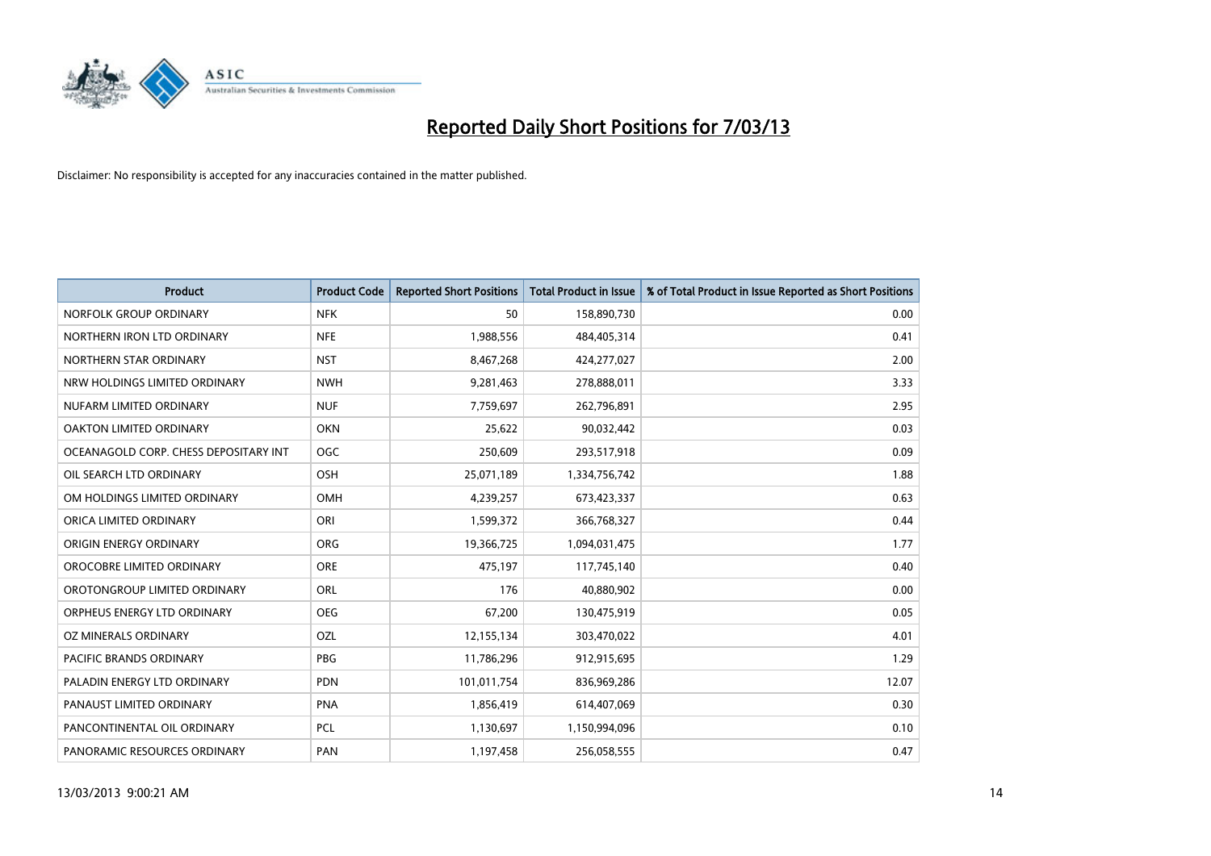# Reported Daily Short Positions for 7/03/13

Disclaimer: No responsibility is accepted for any inaccuracies contained in the matter published.

| Product | Product Code | Reported Short Positions | Total Product in Issue | % of Total Product in Issue Reported as Short Positions |
|---|---|---|---|---|
| NORFOLK GROUP ORDINARY | NFK | 50 | 158,890,730 | 0.00 |
| NORTHERN IRON LTD ORDINARY | NFE | 1,988,556 | 484,405,314 | 0.41 |
| NORTHERN STAR ORDINARY | NST | 8,467,268 | 424,277,027 | 2.00 |
| NRW HOLDINGS LIMITED ORDINARY | NWH | 9,281,463 | 278,888,011 | 3.33 |
| NUFARM LIMITED ORDINARY | NUF | 7,759,697 | 262,796,891 | 2.95 |
| OAKTON LIMITED ORDINARY | OKN | 25,622 | 90,032,442 | 0.03 |
| OCEANAGOLD CORP. CHESS DEPOSITARY INT | OGC | 250,609 | 293,517,918 | 0.09 |
| OIL SEARCH LTD ORDINARY | OSH | 25,071,189 | 1,334,756,742 | 1.88 |
| OM HOLDINGS LIMITED ORDINARY | OMH | 4,239,257 | 673,423,337 | 0.63 |
| ORICA LIMITED ORDINARY | ORI | 1,599,372 | 366,768,327 | 0.44 |
| ORIGIN ENERGY ORDINARY | ORG | 19,366,725 | 1,094,031,475 | 1.77 |
| OROCOBRE LIMITED ORDINARY | ORE | 475,197 | 117,745,140 | 0.40 |
| OROTONGROUP LIMITED ORDINARY | ORL | 176 | 40,880,902 | 0.00 |
| ORPHEUS ENERGY LTD ORDINARY | OEG | 67,200 | 130,475,919 | 0.05 |
| OZ MINERALS ORDINARY | OZL | 12,155,134 | 303,470,022 | 4.01 |
| PACIFIC BRANDS ORDINARY | PBG | 11,786,296 | 912,915,695 | 1.29 |
| PALADIN ENERGY LTD ORDINARY | PDN | 101,011,754 | 836,969,286 | 12.07 |
| PANAUST LIMITED ORDINARY | PNA | 1,856,419 | 614,407,069 | 0.30 |
| PANCONTINENTAL OIL ORDINARY | PCL | 1,130,697 | 1,150,994,096 | 0.10 |
| PANORAMIC RESOURCES ORDINARY | PAN | 1,197,458 | 256,058,555 | 0.47 |

13/03/2013 9:00:21 AM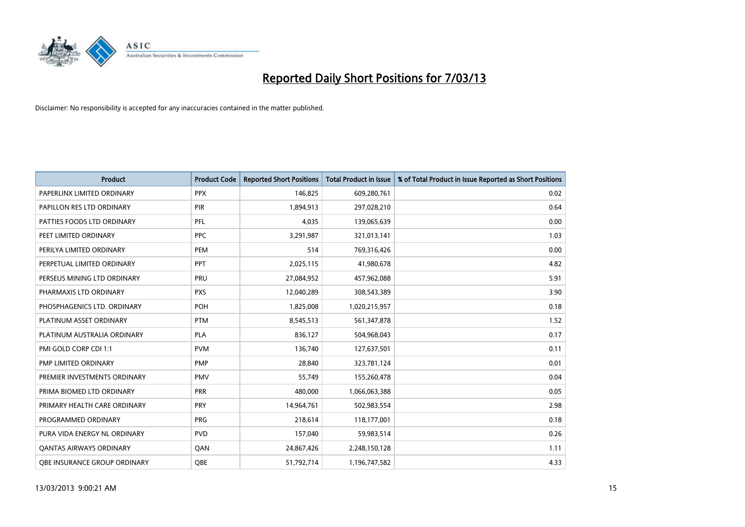# Reported Daily Short Positions for 7/03/13

Disclaimer: No responsibility is accepted for any inaccuracies contained in the matter published.

| Product | Product Code | Reported Short Positions | Total Product in Issue | % of Total Product in Issue Reported as Short Positions |
|---|---|---|---|---|
| PAPERLINX LIMITED ORDINARY | PPX | 146,825 | 609,280,761 | 0.02 |
| PAPILLON RES LTD ORDINARY | PIR | 1,894,913 | 297,028,210 | 0.64 |
| PATTIES FOODS LTD ORDINARY | PFL | 4,035 | 139,065,639 | 0.00 |
| PEET LIMITED ORDINARY | PPC | 3,291,987 | 321,013,141 | 1.03 |
| PERILYA LIMITED ORDINARY | PEM | 514 | 769,316,426 | 0.00 |
| PERPETUAL LIMITED ORDINARY | PPT | 2,025,115 | 41,980,678 | 4.82 |
| PERSEUS MINING LTD ORDINARY | PRU | 27,084,952 | 457,962,088 | 5.91 |
| PHARMAXIS LTD ORDINARY | PXS | 12,040,289 | 308,543,389 | 3.90 |
| PHOSPHAGENICS LTD. ORDINARY | POH | 1,825,008 | 1,020,215,957 | 0.18 |
| PLATINUM ASSET ORDINARY | PTM | 8,545,513 | 561,347,878 | 1.52 |
| PLATINUM AUSTRALIA ORDINARY | PLA | 836,127 | 504,968,043 | 0.17 |
| PMI GOLD CORP CDI 1:1 | PVM | 136,740 | 127,637,501 | 0.11 |
| PMP LIMITED ORDINARY | PMP | 28,840 | 323,781,124 | 0.01 |
| PREMIER INVESTMENTS ORDINARY | PMV | 55,749 | 155,260,478 | 0.04 |
| PRIMA BIOMED LTD ORDINARY | PRR | 480,000 | 1,066,063,388 | 0.05 |
| PRIMARY HEALTH CARE ORDINARY | PRY | 14,964,761 | 502,983,554 | 2.98 |
| PROGRAMMED ORDINARY | PRG | 218,614 | 118,177,001 | 0.18 |
| PURA VIDA ENERGY NL ORDINARY | PVD | 157,040 | 59,983,514 | 0.26 |
| QANTAS AIRWAYS ORDINARY | QAN | 24,867,426 | 2,248,150,128 | 1.11 |
| QBE INSURANCE GROUP ORDINARY | QBE | 51,792,714 | 1,196,747,582 | 4.33 |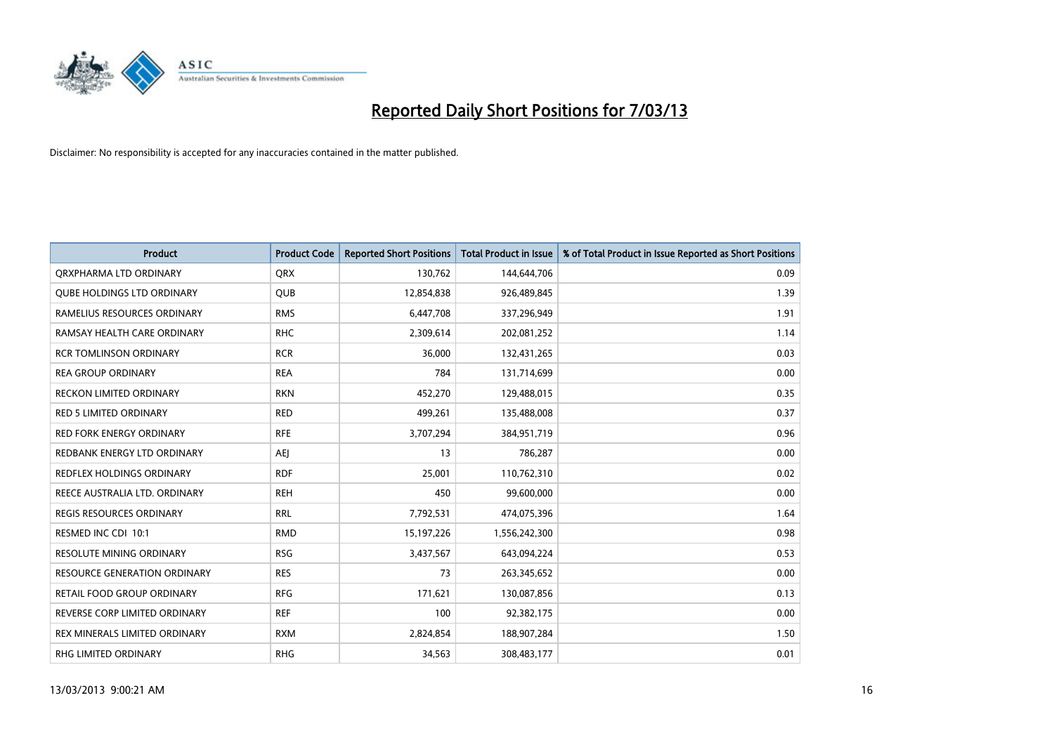# Reported Daily Short Positions for 7/03/13

Disclaimer: No responsibility is accepted for any inaccuracies contained in the matter published.

| Product | Product Code | Reported Short Positions | Total Product in Issue | % of Total Product in Issue Reported as Short Positions |
|---|---|---|---|---|
| QRXPHARMA LTD ORDINARY | QRX | 130,762 | 144,644,706 | 0.09 |
| QUBE HOLDINGS LTD ORDINARY | QUB | 12,854,838 | 926,489,845 | 1.39 |
| RAMELIUS RESOURCES ORDINARY | RMS | 6,447,708 | 337,296,949 | 1.91 |
| RAMSAY HEALTH CARE ORDINARY | RHC | 2,309,614 | 202,081,252 | 1.14 |
| RCR TOMLINSON ORDINARY | RCR | 36,000 | 132,431,265 | 0.03 |
| REA GROUP ORDINARY | REA | 784 | 131,714,699 | 0.00 |
| RECKON LIMITED ORDINARY | RKN | 452,270 | 129,488,015 | 0.35 |
| RED 5 LIMITED ORDINARY | RED | 499,261 | 135,488,008 | 0.37 |
| RED FORK ENERGY ORDINARY | RFE | 3,707,294 | 384,951,719 | 0.96 |
| REDBANK ENERGY LTD ORDINARY | AEJ | 13 | 786,287 | 0.00 |
| REDFLEX HOLDINGS ORDINARY | RDF | 25,001 | 110,762,310 | 0.02 |
| REECE AUSTRALIA LTD. ORDINARY | REH | 450 | 99,600,000 | 0.00 |
| REGIS RESOURCES ORDINARY | RRL | 7,792,531 | 474,075,396 | 1.64 |
| RESMED INC CDI 10:1 | RMD | 15,197,226 | 1,556,242,300 | 0.98 |
| RESOLUTE MINING ORDINARY | RSG | 3,437,567 | 643,094,224 | 0.53 |
| RESOURCE GENERATION ORDINARY | RES | 73 | 263,345,652 | 0.00 |
| RETAIL FOOD GROUP ORDINARY | RFG | 171,621 | 130,087,856 | 0.13 |
| REVERSE CORP LIMITED ORDINARY | REF | 100 | 92,382,175 | 0.00 |
| REX MINERALS LIMITED ORDINARY | RXM | 2,824,854 | 188,907,284 | 1.50 |
| RHG LIMITED ORDINARY | RHG | 34,563 | 308,483,177 | 0.01 |

13/03/2013 9:00:21 AM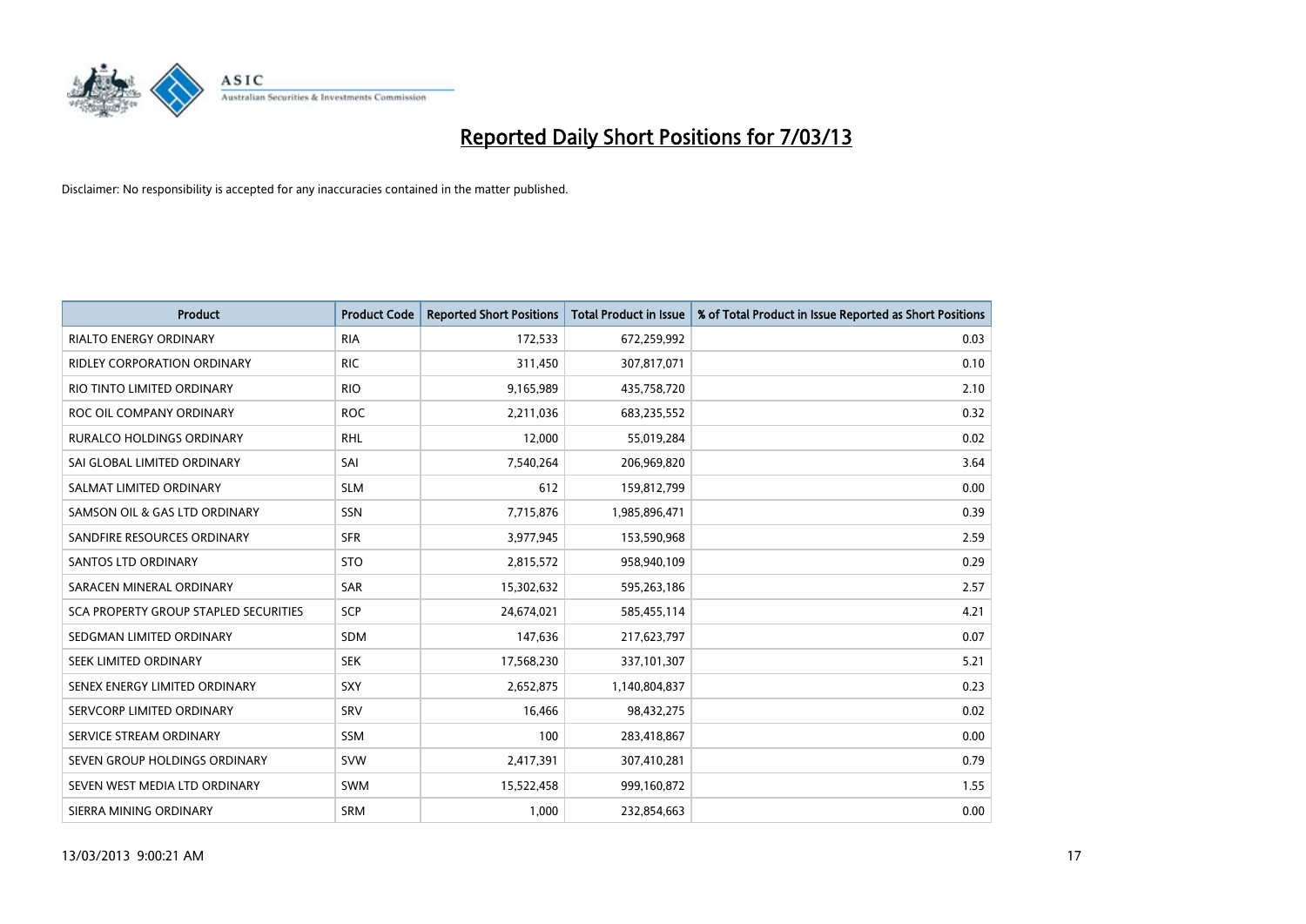# Reported Daily Short Positions for 7/03/13

Disclaimer: No responsibility is accepted for any inaccuracies contained in the matter published.

| Product | Product Code | Reported Short Positions | Total Product in Issue | % of Total Product in Issue Reported as Short Positions |
|---|---|---|---|---|
| RIALTO ENERGY ORDINARY | RIA | 172,533 | 672,259,992 | 0.03 |
| RIDLEY CORPORATION ORDINARY | RIC | 311,450 | 307,817,071 | 0.10 |
| RIO TINTO LIMITED ORDINARY | RIO | 9,165,989 | 435,758,720 | 2.10 |
| ROC OIL COMPANY ORDINARY | ROC | 2,211,036 | 683,235,552 | 0.32 |
| RURALCO HOLDINGS ORDINARY | RHL | 12,000 | 55,019,284 | 0.02 |
| SAI GLOBAL LIMITED ORDINARY | SAI | 7,540,264 | 206,969,820 | 3.64 |
| SALMAT LIMITED ORDINARY | SLM | 612 | 159,812,799 | 0.00 |
| SAMSON OIL & GAS LTD ORDINARY | SSN | 7,715,876 | 1,985,896,471 | 0.39 |
| SANDFIRE RESOURCES ORDINARY | SFR | 3,977,945 | 153,590,968 | 2.59 |
| SANTOS LTD ORDINARY | STO | 2,815,572 | 958,940,109 | 0.29 |
| SARACEN MINERAL ORDINARY | SAR | 15,302,632 | 595,263,186 | 2.57 |
| SCA PROPERTY GROUP STAPLED SECURITIES | SCP | 24,674,021 | 585,455,114 | 4.21 |
| SEDGMAN LIMITED ORDINARY | SDM | 147,636 | 217,623,797 | 0.07 |
| SEEK LIMITED ORDINARY | SEK | 17,568,230 | 337,101,307 | 5.21 |
| SENEX ENERGY LIMITED ORDINARY | SXY | 2,652,875 | 1,140,804,837 | 0.23 |
| SERVCORP LIMITED ORDINARY | SRV | 16,466 | 98,432,275 | 0.02 |
| SERVICE STREAM ORDINARY | SSM | 100 | 283,418,867 | 0.00 |
| SEVEN GROUP HOLDINGS ORDINARY | SVW | 2,417,391 | 307,410,281 | 0.79 |
| SEVEN WEST MEDIA LTD ORDINARY | SWM | 15,522,458 | 999,160,872 | 1.55 |
| SIERRA MINING ORDINARY | SRM | 1,000 | 232,854,663 | 0.00 |

13/03/2013 9:00:21 AM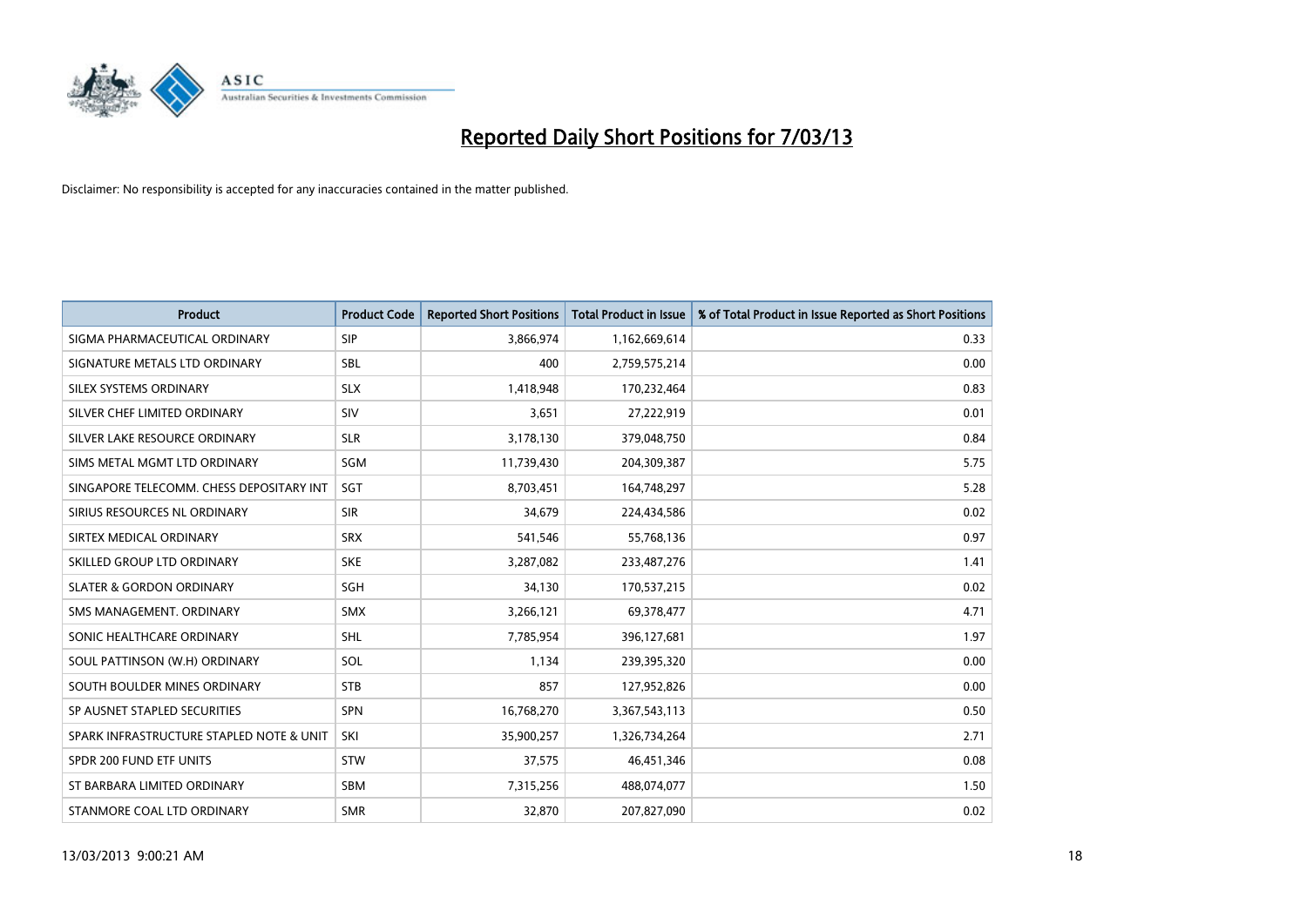# Reported Daily Short Positions for 7/03/13

Disclaimer: No responsibility is accepted for any inaccuracies contained in the matter published.

| Product | Product Code | Reported Short Positions | Total Product in Issue | % of Total Product in Issue Reported as Short Positions |
|---|---|---|---|---|
| SIGMA PHARMACEUTICAL ORDINARY | SIP | 3,866,974 | 1,162,669,614 | 0.33 |
| SIGNATURE METALS LTD ORDINARY | SBL | 400 | 2,759,575,214 | 0.00 |
| SILEX SYSTEMS ORDINARY | SLX | 1,418,948 | 170,232,464 | 0.83 |
| SILVER CHEF LIMITED ORDINARY | SIV | 3,651 | 27,222,919 | 0.01 |
| SILVER LAKE RESOURCE ORDINARY | SLR | 3,178,130 | 379,048,750 | 0.84 |
| SIMS METAL MGMT LTD ORDINARY | SGM | 11,739,430 | 204,309,387 | 5.75 |
| SINGAPORE TELECOMM. CHESS DEPOSITARY INT | SGT | 8,703,451 | 164,748,297 | 5.28 |
| SIRIUS RESOURCES NL ORDINARY | SIR | 34,679 | 224,434,586 | 0.02 |
| SIRTEX MEDICAL ORDINARY | SRX | 541,546 | 55,768,136 | 0.97 |
| SKILLED GROUP LTD ORDINARY | SKE | 3,287,082 | 233,487,276 | 1.41 |
| SLATER & GORDON ORDINARY | SGH | 34,130 | 170,537,215 | 0.02 |
| SMS MANAGEMENT. ORDINARY | SMX | 3,266,121 | 69,378,477 | 4.71 |
| SONIC HEALTHCARE ORDINARY | SHL | 7,785,954 | 396,127,681 | 1.97 |
| SOUL PATTINSON (W.H) ORDINARY | SOL | 1,134 | 239,395,320 | 0.00 |
| SOUTH BOULDER MINES ORDINARY | STB | 857 | 127,952,826 | 0.00 |
| SP AUSNET STAPLED SECURITIES | SPN | 16,768,270 | 3,367,543,113 | 0.50 |
| SPARK INFRASTRUCTURE STAPLED NOTE & UNIT | SKI | 35,900,257 | 1,326,734,264 | 2.71 |
| SPDR 200 FUND ETF UNITS | STW | 37,575 | 46,451,346 | 0.08 |
| ST BARBARA LIMITED ORDINARY | SBM | 7,315,256 | 488,074,077 | 1.50 |
| STANMORE COAL LTD ORDINARY | SMR | 32,870 | 207,827,090 | 0.02 |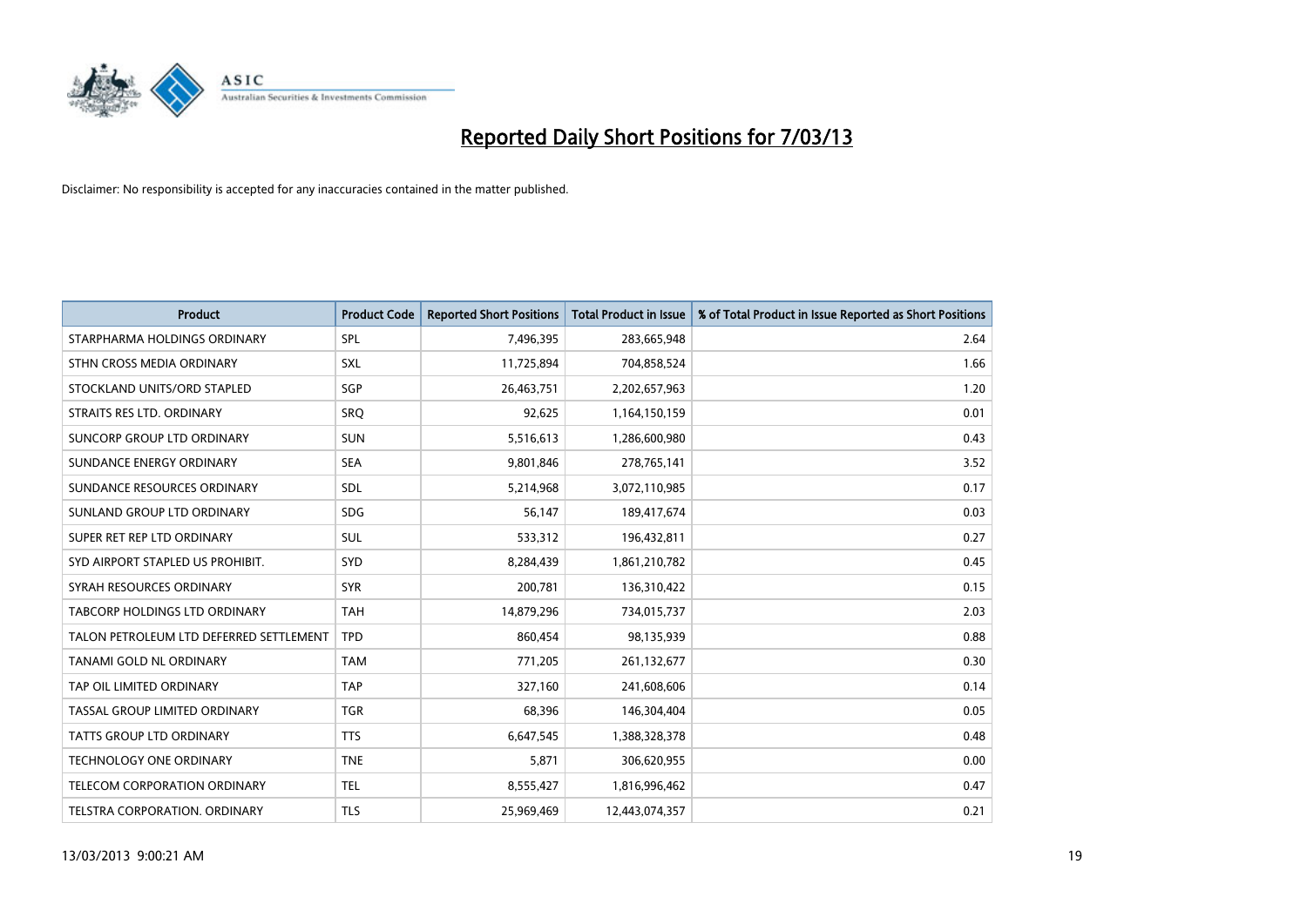# Reported Daily Short Positions for 7/03/13

Disclaimer: No responsibility is accepted for any inaccuracies contained in the matter published.

| Product | Product Code | Reported Short Positions | Total Product in Issue | % of Total Product in Issue Reported as Short Positions |
|---|---|---|---|---|
| STARPHARMA HOLDINGS ORDINARY | SPL | 7,496,395 | 283,665,948 | 2.64 |
| STHN CROSS MEDIA ORDINARY | SXL | 11,725,894 | 704,858,524 | 1.66 |
| STOCKLAND UNITS/ORD STAPLED | SGP | 26,463,751 | 2,202,657,963 | 1.20 |
| STRAITS RES LTD. ORDINARY | SRQ | 92,625 | 1,164,150,159 | 0.01 |
| SUNCORP GROUP LTD ORDINARY | SUN | 5,516,613 | 1,286,600,980 | 0.43 |
| SUNDANCE ENERGY ORDINARY | SEA | 9,801,846 | 278,765,141 | 3.52 |
| SUNDANCE RESOURCES ORDINARY | SDL | 5,214,968 | 3,072,110,985 | 0.17 |
| SUNLAND GROUP LTD ORDINARY | SDG | 56,147 | 189,417,674 | 0.03 |
| SUPER RET REP LTD ORDINARY | SUL | 533,312 | 196,432,811 | 0.27 |
| SYD AIRPORT STAPLED US PROHIBIT. | SYD | 8,284,439 | 1,861,210,782 | 0.45 |
| SYRAH RESOURCES ORDINARY | SYR | 200,781 | 136,310,422 | 0.15 |
| TABCORP HOLDINGS LTD ORDINARY | TAH | 14,879,296 | 734,015,737 | 2.03 |
| TALON PETROLEUM LTD DEFERRED SETTLEMENT | TPD | 860,454 | 98,135,939 | 0.88 |
| TANAMI GOLD NL ORDINARY | TAM | 771,205 | 261,132,677 | 0.30 |
| TAP OIL LIMITED ORDINARY | TAP | 327,160 | 241,608,606 | 0.14 |
| TASSAL GROUP LIMITED ORDINARY | TGR | 68,396 | 146,304,404 | 0.05 |
| TATTS GROUP LTD ORDINARY | TTS | 6,647,545 | 1,388,328,378 | 0.48 |
| TECHNOLOGY ONE ORDINARY | TNE | 5,871 | 306,620,955 | 0.00 |
| TELECOM CORPORATION ORDINARY | TEL | 8,555,427 | 1,816,996,462 | 0.47 |
| TELSTRA CORPORATION. ORDINARY | TLS | 25,969,469 | 12,443,074,357 | 0.21 |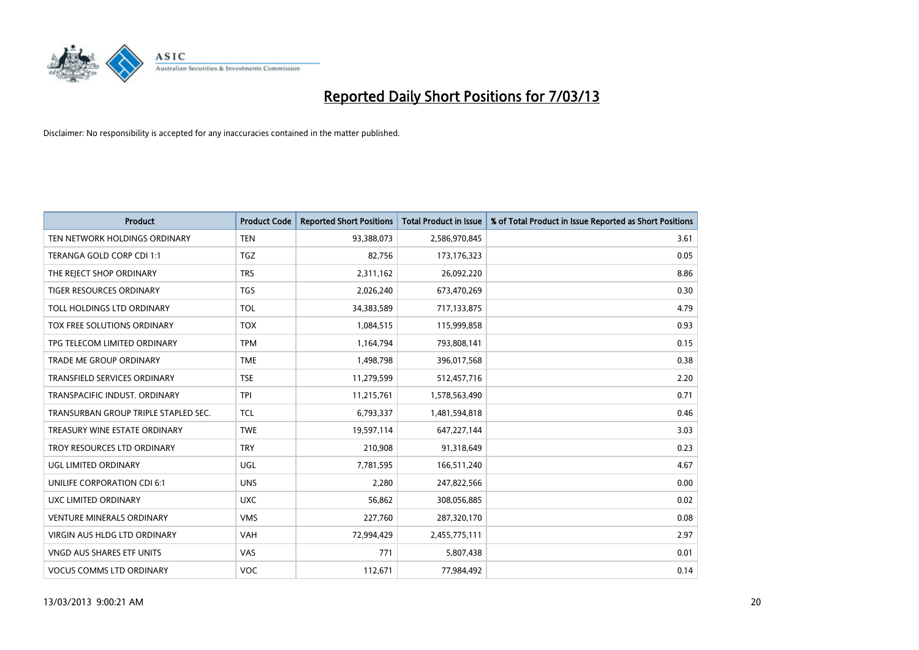# Reported Daily Short Positions for 7/03/13

Disclaimer: No responsibility is accepted for any inaccuracies contained in the matter published.

| Product | Product Code | Reported Short Positions | Total Product in Issue | % of Total Product in Issue Reported as Short Positions |
|---|---|---|---|---|
| TEN NETWORK HOLDINGS ORDINARY | TEN | 93,388,073 | 2,586,970,845 | 3.61 |
| TERANGA GOLD CORP CDI 1:1 | TGZ | 82,756 | 173,176,323 | 0.05 |
| THE REJECT SHOP ORDINARY | TRS | 2,311,162 | 26,092,220 | 8.86 |
| TIGER RESOURCES ORDINARY | TGS | 2,026,240 | 673,470,269 | 0.30 |
| TOLL HOLDINGS LTD ORDINARY | TOL | 34,383,589 | 717,133,875 | 4.79 |
| TOX FREE SOLUTIONS ORDINARY | TOX | 1,084,515 | 115,999,858 | 0.93 |
| TPG TELECOM LIMITED ORDINARY | TPM | 1,164,794 | 793,808,141 | 0.15 |
| TRADE ME GROUP ORDINARY | TME | 1,498,798 | 396,017,568 | 0.38 |
| TRANSFIELD SERVICES ORDINARY | TSE | 11,279,599 | 512,457,716 | 2.20 |
| TRANSPACIFIC INDUST. ORDINARY | TPI | 11,215,761 | 1,578,563,490 | 0.71 |
| TRANSURBAN GROUP TRIPLE STAPLED SEC. | TCL | 6,793,337 | 1,481,594,818 | 0.46 |
| TREASURY WINE ESTATE ORDINARY | TWE | 19,597,114 | 647,227,144 | 3.03 |
| TROY RESOURCES LTD ORDINARY | TRY | 210,908 | 91,318,649 | 0.23 |
| UGL LIMITED ORDINARY | UGL | 7,781,595 | 166,511,240 | 4.67 |
| UNILIFE CORPORATION CDI 6:1 | UNS | 2,280 | 247,822,566 | 0.00 |
| UXC LIMITED ORDINARY | UXC | 56,862 | 308,056,885 | 0.02 |
| VENTURE MINERALS ORDINARY | VMS | 227,760 | 287,320,170 | 0.08 |
| VIRGIN AUS HLDG LTD ORDINARY | VAH | 72,994,429 | 2,455,775,111 | 2.97 |
| VNGD AUS SHARES ETF UNITS | VAS | 771 | 5,807,438 | 0.01 |
| VOCUS COMMS LTD ORDINARY | VOC | 112,671 | 77,984,492 | 0.14 |

13/03/2013 9:00:21 AM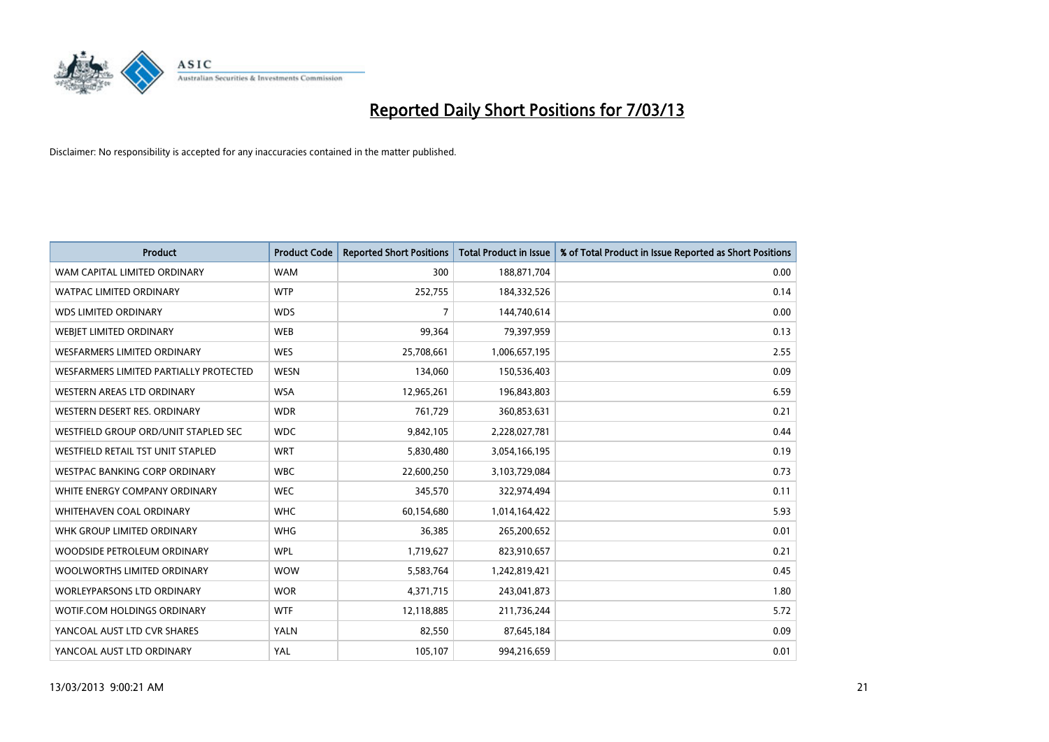# Reported Daily Short Positions for 7/03/13

Disclaimer: No responsibility is accepted for any inaccuracies contained in the matter published.

| Product | Product Code | Reported Short Positions | Total Product in Issue | % of Total Product in Issue Reported as Short Positions |
|---|---|---|---|---|
| WAM CAPITAL LIMITED ORDINARY | WAM | 300 | 188,871,704 | 0.00 |
| WATPAC LIMITED ORDINARY | WTP | 252,755 | 184,332,526 | 0.14 |
| WDS LIMITED ORDINARY | WDS | 7 | 144,740,614 | 0.00 |
| WEBJET LIMITED ORDINARY | WEB | 99,364 | 79,397,959 | 0.13 |
| WESFARMERS LIMITED ORDINARY | WES | 25,708,661 | 1,006,657,195 | 2.55 |
| WESFARMERS LIMITED PARTIALLY PROTECTED | WESN | 134,060 | 150,536,403 | 0.09 |
| WESTERN AREAS LTD ORDINARY | WSA | 12,965,261 | 196,843,803 | 6.59 |
| WESTERN DESERT RES. ORDINARY | WDR | 761,729 | 360,853,631 | 0.21 |
| WESTFIELD GROUP ORD/UNIT STAPLED SEC | WDC | 9,842,105 | 2,228,027,781 | 0.44 |
| WESTFIELD RETAIL TST UNIT STAPLED | WRT | 5,830,480 | 3,054,166,195 | 0.19 |
| WESTPAC BANKING CORP ORDINARY | WBC | 22,600,250 | 3,103,729,084 | 0.73 |
| WHITE ENERGY COMPANY ORDINARY | WEC | 345,570 | 322,974,494 | 0.11 |
| WHITEHAVEN COAL ORDINARY | WHC | 60,154,680 | 1,014,164,422 | 5.93 |
| WHK GROUP LIMITED ORDINARY | WHG | 36,385 | 265,200,652 | 0.01 |
| WOODSIDE PETROLEUM ORDINARY | WPL | 1,719,627 | 823,910,657 | 0.21 |
| WOOLWORTHS LIMITED ORDINARY | WOW | 5,583,764 | 1,242,819,421 | 0.45 |
| WORLEYPARSONS LTD ORDINARY | WOR | 4,371,715 | 243,041,873 | 1.80 |
| WOTIF.COM HOLDINGS ORDINARY | WTF | 12,118,885 | 211,736,244 | 5.72 |
| YANCOAL AUST LTD CVR SHARES | YALN | 82,550 | 87,645,184 | 0.09 |
| YANCOAL AUST LTD ORDINARY | YAL | 105,107 | 994,216,659 | 0.01 |